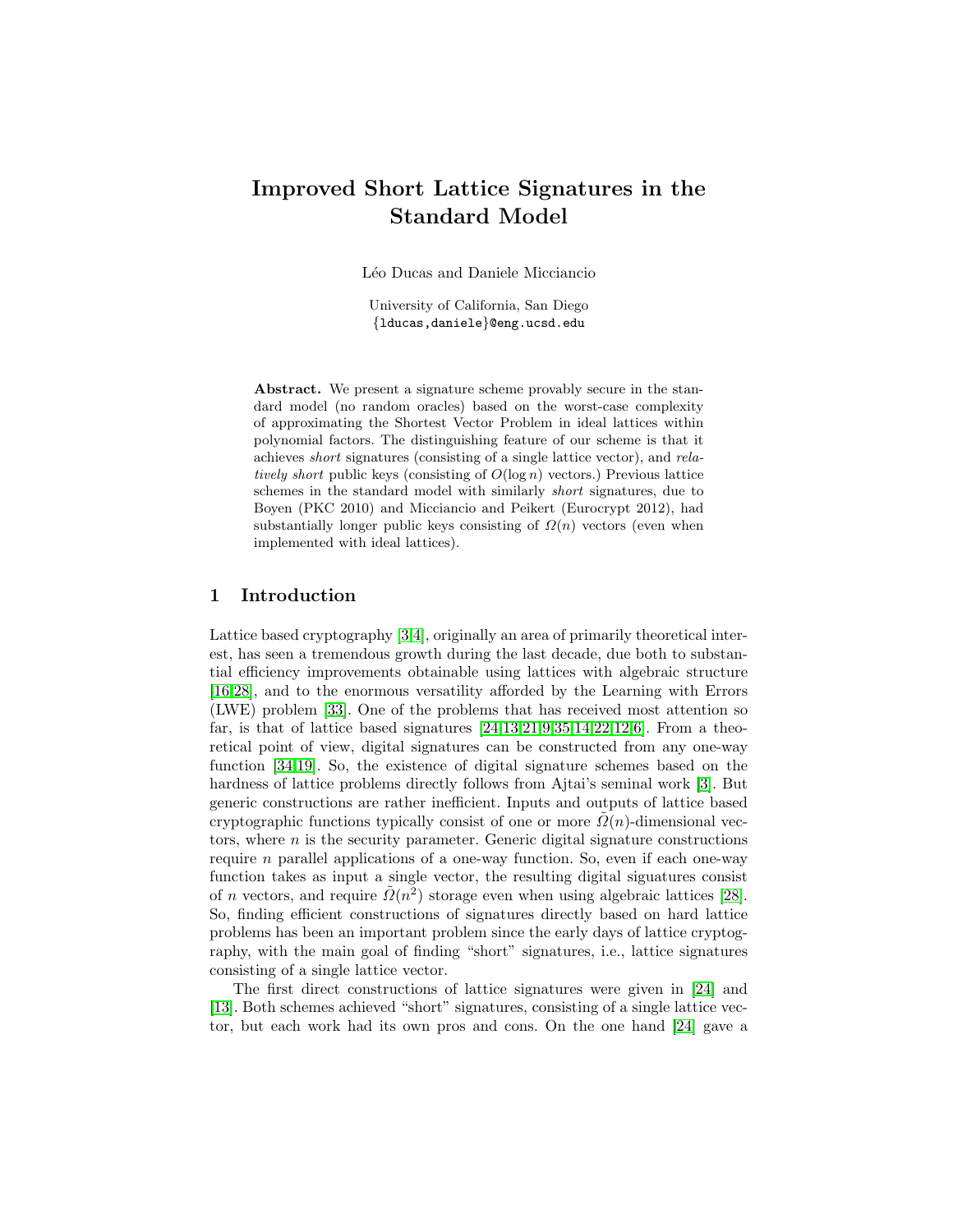# Improved Short Lattice Signatures in the Standard Model

Léo Ducas and Daniele Micciancio

University of California, San Diego
{lducas,daniele}@eng.ucsd.edu

**Abstract.** We present a signature scheme provably secure in the standard model (no random oracles) based on the worst-case complexity of approximating the Shortest Vector Problem in ideal lattices within polynomial factors. The distinguishing feature of our scheme is that it achieves *short* signatures (consisting of a single lattice vector), and *relatively short* public keys (consisting of $O(\log n)$ vectors.) Previous lattice schemes in the standard model with similarly *short* signatures, due to Boyen (PKC 2010) and Micciancio and Peikert (Eurocrypt 2012), had substantially longer public keys consisting of $\Omega(n)$ vectors (even when implemented with ideal lattices).

## 1 Introduction

Lattice based cryptography [3,4], originally an area of primarily theoretical interest, has seen a tremendous growth during the last decade, due both to substantial efficiency improvements obtainable using lattices with algebraic structure [16,28], and to the enormous versatility afforded by the Learning with Errors (LWE) problem [33]. One of the problems that has received most attention so far, is that of lattice based signatures [24,13,21,9,35,14,22,12,6]. From a theoretical point of view, digital signatures can be constructed from any one-way function [34,19]. So, the existence of digital signature schemes based on the hardness of lattice problems directly follows from Ajtai's seminal work [3]. But generic constructions are rather inefficient. Inputs and outputs of lattice based cryptographic functions typically consist of one or more $\tilde{\Omega}(n)$-dimensional vectors, where $n$ is the security parameter. Generic digital signature constructions require $n$ parallel applications of a one-way function. So, even if each one-way function takes as input a single vector, the resulting digital siguatures consist of $n$ vectors, and require $\tilde{\Omega}(n^2)$ storage even when using algebraic lattices [28]. So, finding efficient constructions of signatures directly based on hard lattice problems has been an important problem since the early days of lattice cryptography, with the main goal of finding "short" signatures, i.e., lattice signatures consisting of a single lattice vector.

The first direct constructions of lattice signatures were given in [24] and [13]. Both schemes achieved "short" signatures, consisting of a single lattice vector, but each work had its own pros and cons. On the one hand [24] gave a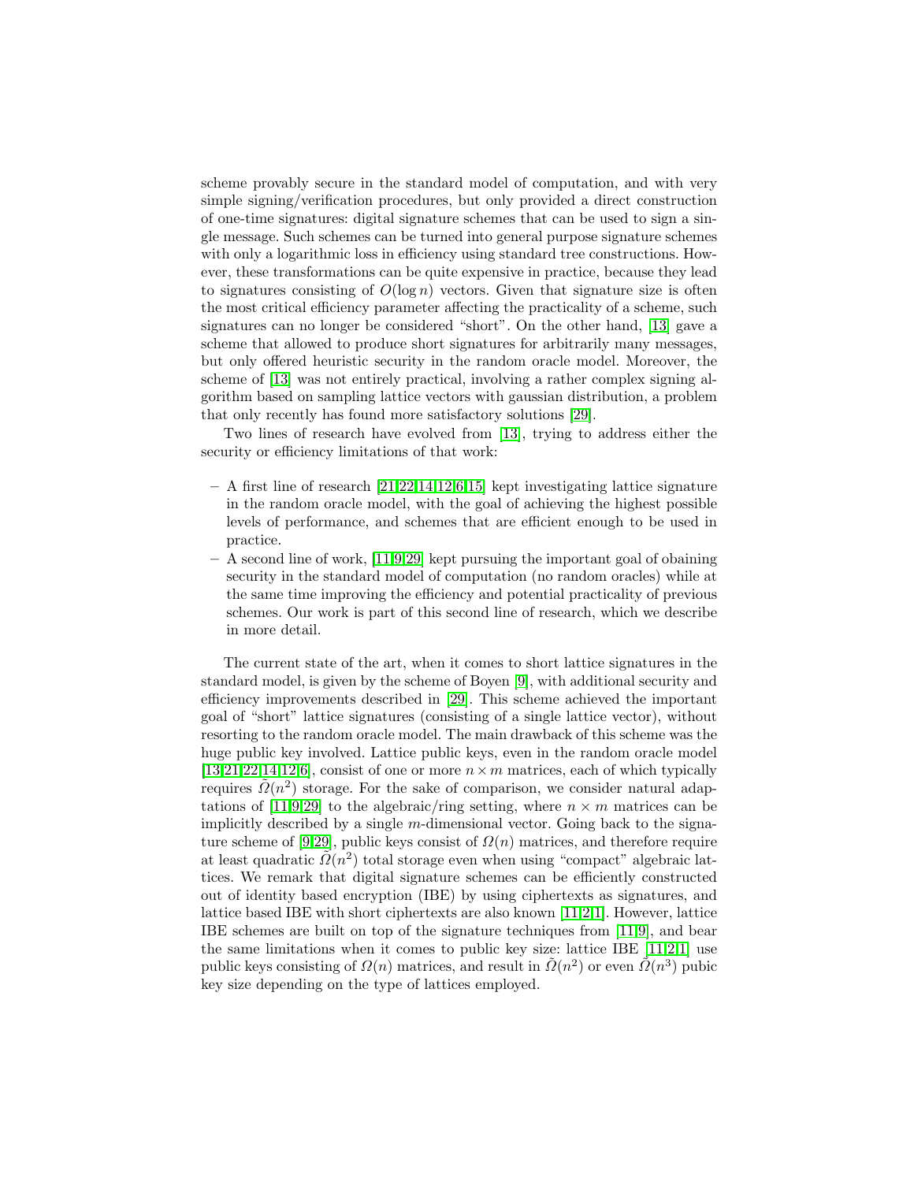scheme provably secure in the standard model of computation, and with very simple signing/verification procedures, but only provided a direct construction of one-time signatures: digital signature schemes that can be used to sign a single message. Such schemes can be turned into general purpose signature schemes with only a logarithmic loss in efficiency using standard tree constructions. However, these transformations can be quite expensive in practice, because they lead to signatures consisting of $O(\log n)$ vectors. Given that signature size is often the most critical efficiency parameter affecting the practicality of a scheme, such signatures can no longer be considered "short". On the other hand, [13] gave a scheme that allowed to produce short signatures for arbitrarily many messages, but only offered heuristic security in the random oracle model. Moreover, the scheme of [13] was not entirely practical, involving a rather complex signing algorithm based on sampling lattice vectors with gaussian distribution, a problem that only recently has found more satisfactory solutions [29].

Two lines of research have evolved from [13], trying to address either the security or efficiency limitations of that work:

- A first line of research [21,22,14,12,6,15] kept investigating lattice signature in the random oracle model, with the goal of achieving the highest possible levels of performance, and schemes that are efficient enough to be used in practice.
- A second line of work, [11,9,29] kept pursuing the important goal of obaining security in the standard model of computation (no random oracles) while at the same time improving the efficiency and potential practicality of previous schemes. Our work is part of this second line of research, which we describe in more detail.

The current state of the art, when it comes to short lattice signatures in the standard model, is given by the scheme of Boyen [9], with additional security and efficiency improvements described in [29]. This scheme achieved the important goal of "short" lattice signatures (consisting of a single lattice vector), without resorting to the random oracle model. The main drawback of this scheme was the huge public key involved. Lattice public keys, even in the random oracle model [13,21,22,14,12,6], consist of one or more $n \times m$ matrices, each of which typically requires $\tilde{\Omega}(n^2)$ storage. For the sake of comparison, we consider natural adaptations of [11,9,29] to the algebraic/ring setting, where $n \times m$ matrices can be implicitly described by a single $m$-dimensional vector. Going back to the signature scheme of [9,29], public keys consist of $\Omega(n)$ matrices, and therefore require at least quadratic $\tilde{\Omega}(n^2)$ total storage even when using "compact" algebraic lattices. We remark that digital signature schemes can be efficiently constructed out of identity based encryption (IBE) by using ciphertexts as signatures, and lattice based IBE with short ciphertexts are also known [11,2,1]. However, lattice IBE schemes are built on top of the signature techniques from [11,9], and bear the same limitations when it comes to public key size: lattice IBE [11,2,1] use public keys consisting of $\Omega(n)$ matrices, and result in $\tilde{\Omega}(n^2)$ or even $\tilde{\Omega}(n^3)$ pubic key size depending on the type of lattices employed.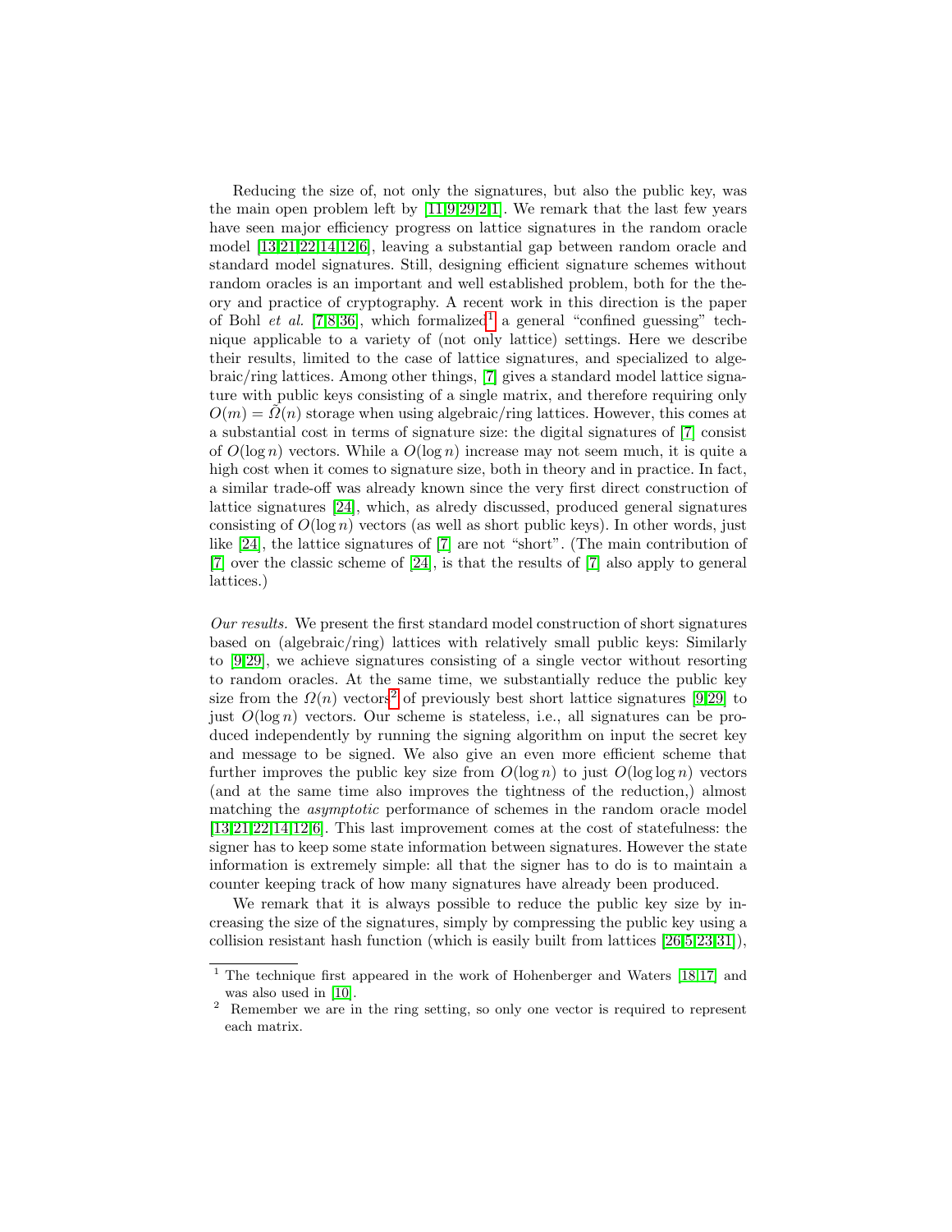Reducing the size of, not only the signatures, but also the public key, was the main open problem left by [11,9,29,2,1]. We remark that the last few years have seen major efficiency progress on lattice signatures in the random oracle model [13,21,22,14,12,6], leaving a substantial gap between random oracle and standard model signatures. Still, designing efficient signature schemes without random oracles is an important and well established problem, both for the theory and practice of cryptography. A recent work in this direction is the paper of Bohl *et al.* [7,8,36], which formalized[1] a general "confined guessing" technique applicable to a variety of (not only lattice) settings. Here we describe their results, limited to the case of lattice signatures, and specialized to algebraic/ring lattices. Among other things, [7] gives a standard model lattice signature with public keys consisting of a single matrix, and therefore requiring only $O(m) = \widetilde{\Omega}(n)$ storage when using algebraic/ring lattices. However, this comes at a substantial cost in terms of signature size: the digital signatures of [7] consist of $O(\log n)$ vectors. While a $O(\log n)$ increase may not seem much, it is quite a high cost when it comes to signature size, both in theory and in practice. In fact, a similar trade-off was already known since the very first direct construction of lattice signatures [24], which, as alredy discussed, produced general signatures consisting of $O(\log n)$ vectors (as well as short public keys). In other words, just like [24], the lattice signatures of [7] are not "short". (The main contribution of [7] over the classic scheme of [24], is that the results of [7] also apply to general lattices.)

*Our results.* We present the first standard model construction of short signatures based on (algebraic/ring) lattices with relatively small public keys: Similarly to [9,29], we achieve signatures consisting of a single vector without resorting to random oracles. At the same time, we substantially reduce the public key size from the $\Omega(n)$ vectors[2] of previously best short lattice signatures [9,29] to just $O(\log n)$ vectors. Our scheme is stateless, i.e., all signatures can be produced independently by running the signing algorithm on input the secret key and message to be signed. We also give an even more efficient scheme that further improves the public key size from $O(\log n)$ to just $O(\log \log n)$ vectors (and at the same time also improves the tightness of the reduction,) almost matching the *asymptotic* performance of schemes in the random oracle model [13,21,22,14,12,6]. This last improvement comes at the cost of statefulness: the signer has to keep some state information between signatures. However the state information is extremely simple: all that the signer has to do is to maintain a counter keeping track of how many signatures have already been produced.

We remark that it is always possible to reduce the public key size by increasing the size of the signatures, simply by compressing the public key using a collision resistant hash function (which is easily built from lattices [26,5,23,31]),

[1] The technique first appeared in the work of Hohenberger and Waters [18,17] and was also used in [10].

[2] Remember we are in the ring setting, so only one vector is required to represent each matrix.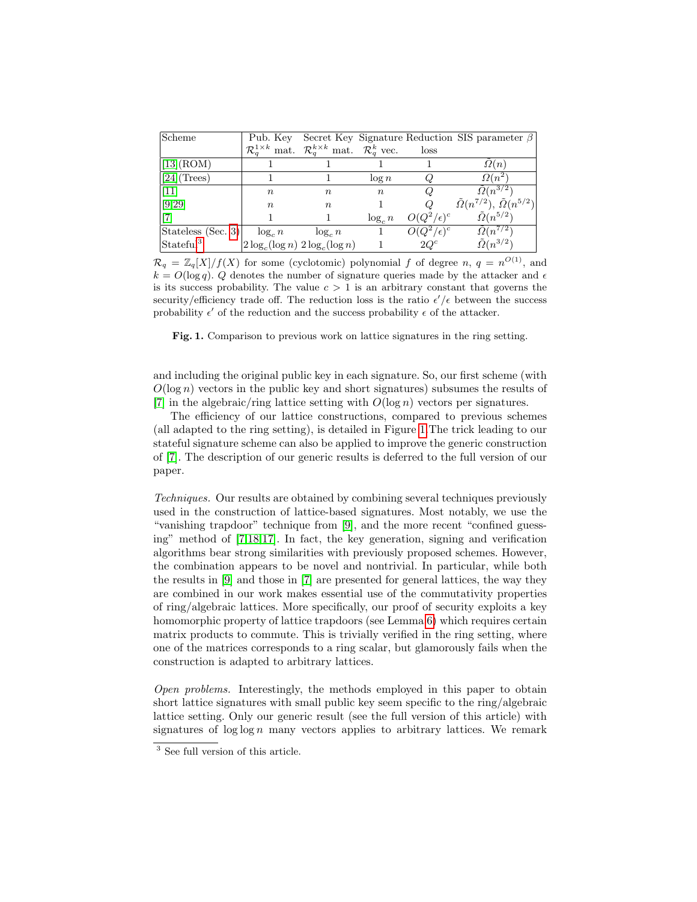| Scheme | Pub. Key $\mathcal{R}_q^{1\times k}$ mat. | Secret Key $\mathcal{R}_q^{k\times k}$ mat. | Signature $\mathcal{R}_q^k$ vec. | Reduction loss | SIS parameter $\beta$ |
|---|---|---|---|---|---|
| [13] (ROM) | 1 | 1 | 1 | 1 | $\tilde{\Omega}(n)$ |
| [24] (Trees) | 1 | 1 | $\log n$ | $Q$ | $\Omega(n^2)$ |
| [11] | $n$ | $n$ | $n$ | $Q$ | $\tilde{\Omega}(n^{3/2})$ |
| [9,29] | $n$ | $n$ | 1 | $Q$ | $\tilde{\Omega}(n^{7/2})$, $\tilde{\Omega}(n^{5/2})$ |
| [7] | 1 | 1 | $\log_c n$ | $O(Q^2/\epsilon)^c$ | $\tilde{\Omega}(n^{5/2})$ |
| Stateless (Sec. 3) | $\log_c n$ | $\log_c n$ | 1 | $O(Q^2/\epsilon)^c$ | $\tilde{\Omega}(n^{7/2})$ |
| Stateful[3] | $2\log_c(\log n)$ | $2\log_c(\log n)$ | 1 | $2Q^c$ | $\tilde{\Omega}(n^{3/2})$ |

$\mathcal{R}_q = \mathbb{Z}_q[X]/f(X)$ for some (cyclotomic) polynomial $f$ of degree $n$, $q = n^{O(1)}$, and $k = O(\log q)$. $Q$ denotes the number of signature queries made by the attacker and $\epsilon$ is its success probability. The value $c > 1$ is an arbitrary constant that governs the security/efficiency trade off. The reduction loss is the ratio $\epsilon'/\epsilon$ between the success probability $\epsilon'$ of the reduction and the success probability $\epsilon$ of the attacker.

**Fig. 1.** Comparison to previous work on lattice signatures in the ring setting.

and including the original public key in each signature. So, our first scheme (with $O(\log n)$ vectors in the public key and short signatures) subsumes the results of [7] in the algebraic/ring lattice setting with $O(\log n)$ vectors per signatures.

The efficiency of our lattice constructions, compared to previous schemes (all adapted to the ring setting), is detailed in Figure 1 The trick leading to our stateful signature scheme can also be applied to improve the generic construction of [7]. The description of our generic results is deferred to the full version of our paper.

*Techniques.* Our results are obtained by combining several techniques previously used in the construction of lattice-based signatures. Most notably, we use the "vanishing trapdoor" technique from [9], and the more recent "confined guessing" method of [7,18,17]. In fact, the key generation, signing and verification algorithms bear strong similarities with previously proposed schemes. However, the combination appears to be novel and nontrivial. In particular, while both the results in [9] and those in [7] are presented for general lattices, the way they are combined in our work makes essential use of the commutativity properties of ring/algebraic lattices. More specifically, our proof of security exploits a key homomorphic property of lattice trapdoors (see Lemma 6) which requires certain matrix products to commute. This is trivially verified in the ring setting, where one of the matrices corresponds to a ring scalar, but glamorously fails when the construction is adapted to arbitrary lattices.

*Open problems.* Interestingly, the methods employed in this paper to obtain short lattice signatures with small public key seem specific to the ring/algebraic lattice setting. Only our generic result (see the full version of this article) with signatures of $\log\log n$ many vectors applies to arbitrary lattices. We remark

[3] See full version of this article.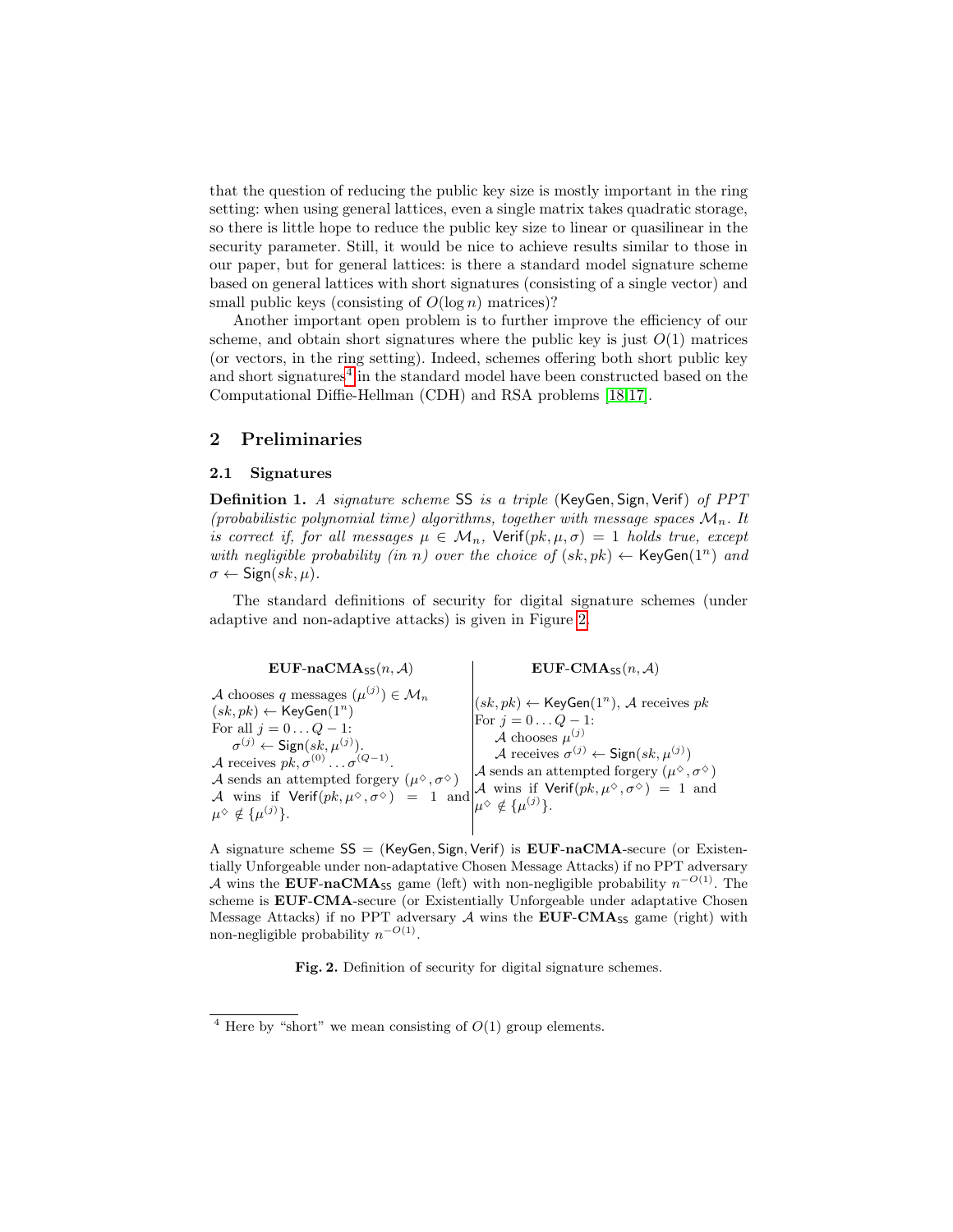that the question of reducing the public key size is mostly important in the ring setting: when using general lattices, even a single matrix takes quadratic storage, so there is little hope to reduce the public key size to linear or quasilinear in the security parameter. Still, it would be nice to achieve results similar to those in our paper, but for general lattices: is there a standard model signature scheme based on general lattices with short signatures (consisting of a single vector) and small public keys (consisting of $O(\log n)$ matrices)?

Another important open problem is to further improve the efficiency of our scheme, and obtain short signatures where the public key is just $O(1)$ matrices (or vectors, in the ring setting). Indeed, schemes offering both short public key and short signatures[4] in the standard model have been constructed based on the Computational Diffie-Hellman (CDH) and RSA problems [18,17].

## 2 Preliminaries

### 2.1 Signatures

**Definition 1.** *A signature scheme* SS *is a triple* (KeyGen, Sign, Verif) *of PPT (probabilistic polynomial time) algorithms, together with message spaces* $\mathcal{M}_n$*. It is correct if, for all messages* $\mu \in \mathcal{M}_n$*,* $\mathsf{Verif}(pk, \mu, \sigma) = 1$ *holds true, except with negligible probability (in n) over the choice of* $(sk, pk) \leftarrow \mathsf{KeyGen}(1^n)$ *and* $\sigma \leftarrow \mathsf{Sign}(sk, \mu)$*.*

The standard definitions of security for digital signature schemes (under adaptive and non-adaptive attacks) is given in Figure 2.

| $\mathbf{EUF\text{-}naCMA}_{\mathsf{SS}}(n, \mathcal{A})$ | $\mathbf{EUF\text{-}CMA}_{\mathsf{SS}}(n, \mathcal{A})$ |
|---|---|
| $\mathcal{A}$ chooses $q$ messages $(\mu^{(j)}) \in \mathcal{M}_n$<br>$(sk, pk) \leftarrow \mathsf{KeyGen}(1^n)$<br>For all $j = 0 \dots Q-1$:<br>&nbsp;&nbsp;&nbsp;&nbsp;$\sigma^{(j)} \leftarrow \mathsf{Sign}(sk, \mu^{(j)})$.<br>$\mathcal{A}$ receives $pk, \sigma^{(0)} \dots \sigma^{(Q-1)}$.<br>$\mathcal{A}$ sends an attempted forgery $(\mu^{\diamond}, \sigma^{\diamond})$<br>$\mathcal{A}$ wins if $\mathsf{Verif}(pk, \mu^{\diamond}, \sigma^{\diamond}) = 1$ and $\mu^{\diamond} \notin \{\mu^{(j)}\}$. | $(sk, pk) \leftarrow \mathsf{KeyGen}(1^n)$, $\mathcal{A}$ receives $pk$<br>For $j = 0 \dots Q-1$:<br>&nbsp;&nbsp;&nbsp;&nbsp;$\mathcal{A}$ chooses $\mu^{(j)}$<br>&nbsp;&nbsp;&nbsp;&nbsp;$\mathcal{A}$ receives $\sigma^{(j)} \leftarrow \mathsf{Sign}(sk, \mu^{(j)})$<br>$\mathcal{A}$ sends an attempted forgery $(\mu^{\diamond}, \sigma^{\diamond})$<br>$\mathcal{A}$ wins if $\mathsf{Verif}(pk, \mu^{\diamond}, \sigma^{\diamond}) = 1$ and $\mu^{\diamond} \notin \{\mu^{(j)}\}$. |

A signature scheme SS = (KeyGen, Sign, Verif) is **EUF-naCMA**-secure (or Existentially Unforgeable under non-adaptative Chosen Message Attacks) if no PPT adversary $\mathcal{A}$ wins the $\mathbf{EUF\text{-}naCMA}_{\mathsf{SS}}$ game (left) with non-negligible probability $n^{-O(1)}$. The scheme is **EUF-CMA**-secure (or Existentially Unforgeable under adaptative Chosen Message Attacks) if no PPT adversary $\mathcal{A}$ wins the $\mathbf{EUF\text{-}CMA}_{\mathsf{SS}}$ game (right) with non-negligible probability $n^{-O(1)}$.

**Fig. 2.** Definition of security for digital signature schemes.

[4] Here by "short" we mean consisting of $O(1)$ group elements.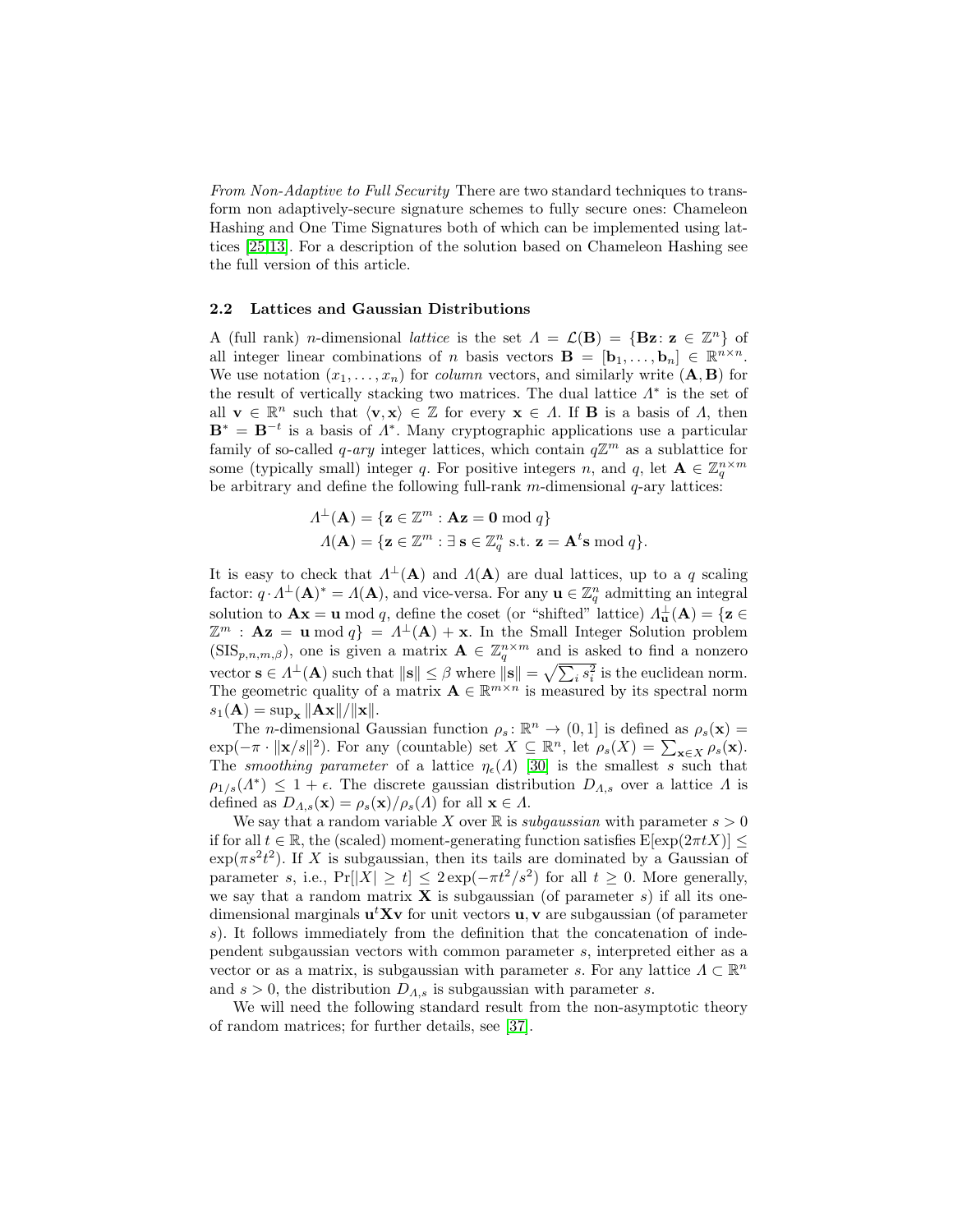*From Non-Adaptive to Full Security* There are two standard techniques to transform non adaptively-secure signature schemes to fully secure ones: Chameleon Hashing and One Time Signatures both of which can be implemented using lattices [25,13]. For a description of the solution based on Chameleon Hashing see the full version of this article.

### 2.2 Lattices and Gaussian Distributions

A (full rank) $n$-dimensional *lattice* is the set $\Lambda = \mathcal{L}(\mathbf{B}) = \{\mathbf{B}\mathbf{z} : \mathbf{z} \in \mathbb{Z}^n\}$ of all integer linear combinations of $n$ basis vectors $\mathbf{B} = [\mathbf{b}_1, \ldots, \mathbf{b}_n] \in \mathbb{R}^{n \times n}$. We use notation $(x_1, \ldots, x_n)$ for *column* vectors, and similarly write $(\mathbf{A}, \mathbf{B})$ for the result of vertically stacking two matrices. The dual lattice $\Lambda^*$ is the set of all $\mathbf{v} \in \mathbb{R}^n$ such that $\langle \mathbf{v}, \mathbf{x} \rangle \in \mathbb{Z}$ for every $\mathbf{x} \in \Lambda$. If $\mathbf{B}$ is a basis of $\Lambda$, then $\mathbf{B}^* = \mathbf{B}^{-t}$ is a basis of $\Lambda^*$. Many cryptographic applications use a particular family of so-called *q-ary* integer lattices, which contain $q\mathbb{Z}^m$ as a sublattice for some (typically small) integer $q$. For positive integers $n$, and $q$, let $\mathbf{A} \in \mathbb{Z}_q^{n \times m}$ be arbitrary and define the following full-rank $m$-dimensional $q$-ary lattices:

$$\Lambda^\perp(\mathbf{A}) = \{\mathbf{z} \in \mathbb{Z}^m : \mathbf{A}\mathbf{z} = \mathbf{0} \bmod q\}$$
$$\Lambda(\mathbf{A}) = \{\mathbf{z} \in \mathbb{Z}^m : \exists\, \mathbf{s} \in \mathbb{Z}_q^n \text{ s.t. } \mathbf{z} = \mathbf{A}^t\mathbf{s} \bmod q\}.$$

It is easy to check that $\Lambda^\perp(\mathbf{A})$ and $\Lambda(\mathbf{A})$ are dual lattices, up to a $q$ scaling factor: $q \cdot \Lambda^\perp(\mathbf{A})^* = \Lambda(\mathbf{A})$, and vice-versa. For any $\mathbf{u} \in \mathbb{Z}_q^n$ admitting an integral solution to $\mathbf{A}\mathbf{x} = \mathbf{u} \bmod q$, define the coset (or "shifted" lattice) $\Lambda_{\mathbf{u}}^\perp(\mathbf{A}) = \{\mathbf{z} \in \mathbb{Z}^m : \mathbf{A}\mathbf{z} = \mathbf{u} \bmod q\} = \Lambda^\perp(\mathbf{A}) + \mathbf{x}$. In the Small Integer Solution problem ($\text{SIS}_{p,n,m,\beta}$), one is given a matrix $\mathbf{A} \in \mathbb{Z}_q^{n \times m}$ and is asked to find a nonzero vector $\mathbf{s} \in \Lambda^\perp(\mathbf{A})$ such that $\|\mathbf{s}\| \leq \beta$ where $\|\mathbf{s}\| = \sqrt{\sum_i s_i^2}$ is the euclidean norm. The geometric quality of a matrix $\mathbf{A} \in \mathbb{R}^{m \times n}$ is measured by its spectral norm $s_1(\mathbf{A}) = \sup_{\mathbf{x}} \|\mathbf{A}\mathbf{x}\|/\|\mathbf{x}\|$.

The $n$-dimensional Gaussian function $\rho_s : \mathbb{R}^n \to (0, 1]$ is defined as $\rho_s(\mathbf{x}) = \exp(-\pi \cdot \|\mathbf{x}/s\|^2)$. For any (countable) set $X \subseteq \mathbb{R}^n$, let $\rho_s(X) = \sum_{\mathbf{x} \in X} \rho_s(\mathbf{x})$. The *smoothing parameter* of a lattice $\eta_\epsilon(\Lambda)$ [30] is the smallest $s$ such that $\rho_{1/s}(\Lambda^*) \leq 1 + \epsilon$. The discrete gaussian distribution $D_{\Lambda,s}$ over a lattice $\Lambda$ is defined as $D_{\Lambda,s}(\mathbf{x}) = \rho_s(\mathbf{x})/\rho_s(\Lambda)$ for all $\mathbf{x} \in \Lambda$.

We say that a random variable $X$ over $\mathbb{R}$ is *subgaussian* with parameter $s > 0$ if for all $t \in \mathbb{R}$, the (scaled) moment-generating function satisfies $\mathrm{E}[\exp(2\pi t X)] \leq \exp(\pi s^2 t^2)$. If $X$ is subgaussian, then its tails are dominated by a Gaussian of parameter $s$, i.e., $\Pr[|X| \geq t] \leq 2\exp(-\pi t^2/s^2)$ for all $t \geq 0$. More generally, we say that a random matrix $\mathbf{X}$ is subgaussian (of parameter $s$) if all its one-dimensional marginals $\mathbf{u}^t\mathbf{X}\mathbf{v}$ for unit vectors $\mathbf{u}, \mathbf{v}$ are subgaussian (of parameter $s$). It follows immediately from the definition that the concatenation of independent subgaussian vectors with common parameter $s$, interpreted either as a vector or as a matrix, is subgaussian with parameter $s$. For any lattice $\Lambda \subset \mathbb{R}^n$ and $s > 0$, the distribution $D_{\Lambda,s}$ is subgaussian with parameter $s$.

We will need the following standard result from the non-asymptotic theory of random matrices; for further details, see [37].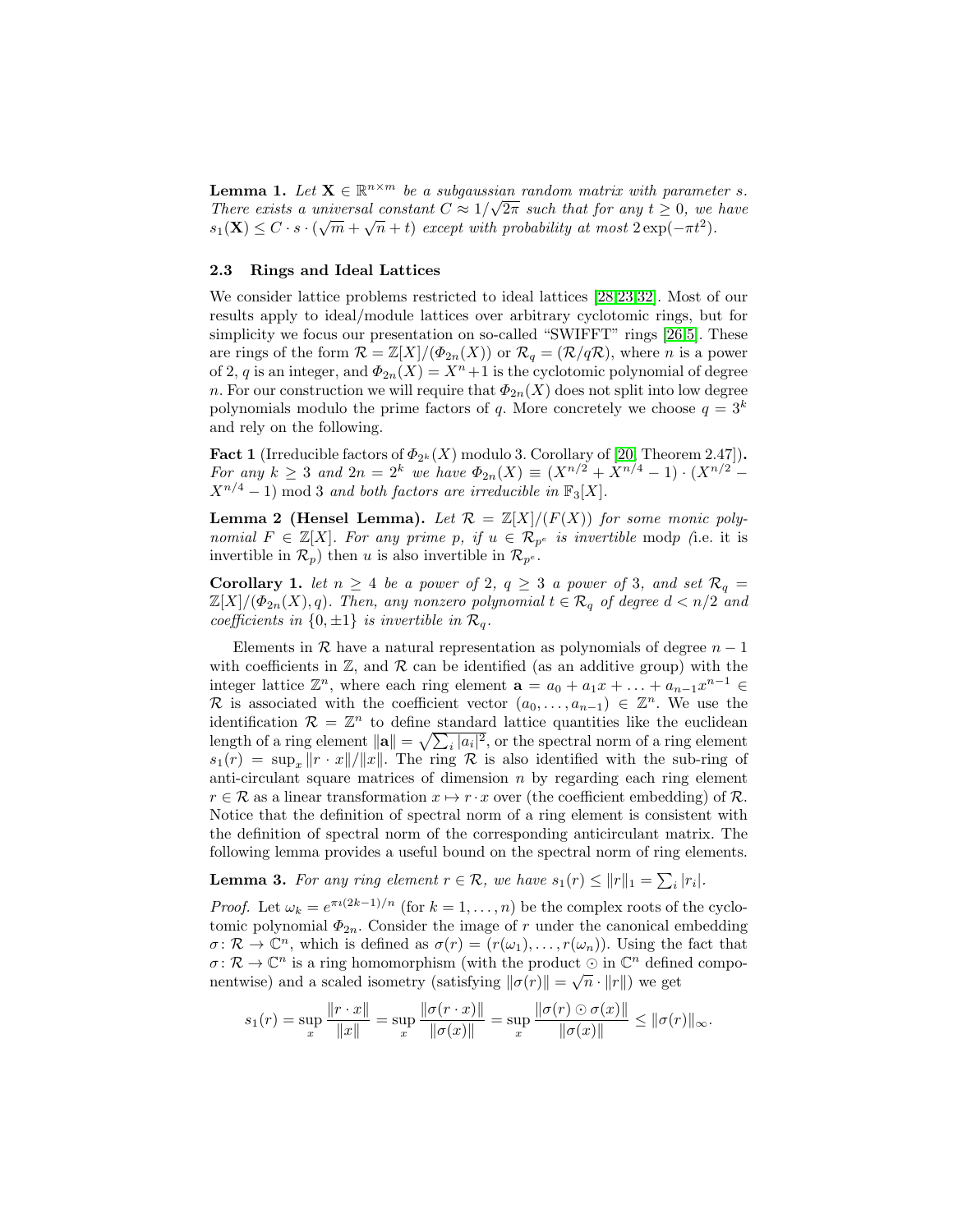**Lemma 1.** *Let $\mathbf{X} \in \mathbb{R}^{n\times m}$ be a subgaussian random matrix with parameter $s$. There exists a universal constant $C \approx 1/\sqrt{2\pi}$ such that for any $t \geq 0$, we have $s_1(\mathbf{X}) \leq C \cdot s \cdot (\sqrt{m} + \sqrt{n} + t)$ except with probability at most $2\exp(-\pi t^2)$.*

### 2.3 Rings and Ideal Lattices

We consider lattice problems restricted to ideal lattices [28,23,32]. Most of our results apply to ideal/module lattices over arbitrary cyclotomic rings, but for simplicity we focus our presentation on so-called "SWIFFT" rings [26,5]. These are rings of the form $\mathcal{R} = \mathbb{Z}[X]/(\Phi_{2n}(X))$ or $\mathcal{R}_q = (\mathcal{R}/q\mathcal{R})$, where $n$ is a power of 2, $q$ is an integer, and $\Phi_{2n}(X) = X^n + 1$ is the cyclotomic polynomial of degree $n$. For our construction we will require that $\Phi_{2n}(X)$ does not split into low degree polynomials modulo the prime factors of $q$. More concretely we choose $q = 3^k$ and rely on the following.

**Fact 1** (Irreducible factors of $\Phi_{2^k}(X)$ modulo 3. Corollary of [20, Theorem 2.47])**.** *For any $k \geq 3$ and $2n = 2^k$ we have $\Phi_{2n}(X) \equiv (X^{n/2} + X^{n/4} - 1) \cdot (X^{n/2} - X^{n/4} - 1) \bmod 3$ and both factors are irreducible in $\mathbb{F}_3[X]$.*

**Lemma 2 (Hensel Lemma).** *Let $\mathcal{R} = \mathbb{Z}[X]/(F(X))$ for some monic polynomial $F \in \mathbb{Z}[X]$. For any prime $p$, if $u \in \mathcal{R}_{p^e}$ is invertible mod$p$ (i.e. it is invertible in $\mathcal{R}_p$) then $u$ is also invertible in $\mathcal{R}_{p^e}$.*

**Corollary 1.** *let $n \geq 4$ be a power of 2, $q \geq 3$ a power of 3, and set $\mathcal{R}_q = \mathbb{Z}[X]/(\Phi_{2n}(X), q)$. Then, any nonzero polynomial $t \in \mathcal{R}_q$ of degree $d < n/2$ and coefficients in $\{0, \pm 1\}$ is invertible in $\mathcal{R}_q$.*

Elements in $\mathcal{R}$ have a natural representation as polynomials of degree $n-1$ with coefficients in $\mathbb{Z}$, and $\mathcal{R}$ can be identified (as an additive group) with the integer lattice $\mathbb{Z}^n$, where each ring element $\mathbf{a} = a_0 + a_1 x + \ldots + a_{n-1}x^{n-1} \in \mathcal{R}$ is associated with the coefficient vector $(a_0, \ldots, a_{n-1}) \in \mathbb{Z}^n$. We use the identification $\mathcal{R} = \mathbb{Z}^n$ to define standard lattice quantities like the euclidean length of a ring element $\|\mathbf{a}\| = \sqrt{\sum_i |a_i|^2}$, or the spectral norm of a ring element $s_1(r) = \sup_x \|r \cdot x\|/\|x\|$. The ring $\mathcal{R}$ is also identified with the sub-ring of anti-circulant square matrices of dimension $n$ by regarding each ring element $r \in \mathcal{R}$ as a linear transformation $x \mapsto r \cdot x$ over (the coefficient embedding) of $\mathcal{R}$. Notice that the definition of spectral norm of a ring element is consistent with the definition of spectral norm of the corresponding anticirculant matrix. The following lemma provides a useful bound on the spectral norm of ring elements.

**Lemma 3.** *For any ring element $r \in \mathcal{R}$, we have $s_1(r) \leq \|r\|_1 = \sum_i |r_i|$.*

*Proof.* Let $\omega_k = e^{\pi\imath(2k-1)/n}$ (for $k = 1, \ldots, n$) be the complex roots of the cyclotomic polynomial $\Phi_{2n}$. Consider the image of $r$ under the canonical embedding $\sigma \colon \mathcal{R} \to \mathbb{C}^n$, which is defined as $\sigma(r) = (r(\omega_1), \ldots, r(\omega_n))$. Using the fact that $\sigma \colon \mathcal{R} \to \mathbb{C}^n$ is a ring homomorphism (with the product $\odot$ in $\mathbb{C}^n$ defined componentwise) and a scaled isometry (satisfying $\|\sigma(r)\| = \sqrt{n} \cdot \|r\|$) we get

$$s_1(r) = \sup_x \frac{\|r \cdot x\|}{\|x\|} = \sup_x \frac{\|\sigma(r \cdot x)\|}{\|\sigma(x)\|} = \sup_x \frac{\|\sigma(r) \odot \sigma(x)\|}{\|\sigma(x)\|} \leq \|\sigma(r)\|_\infty.$$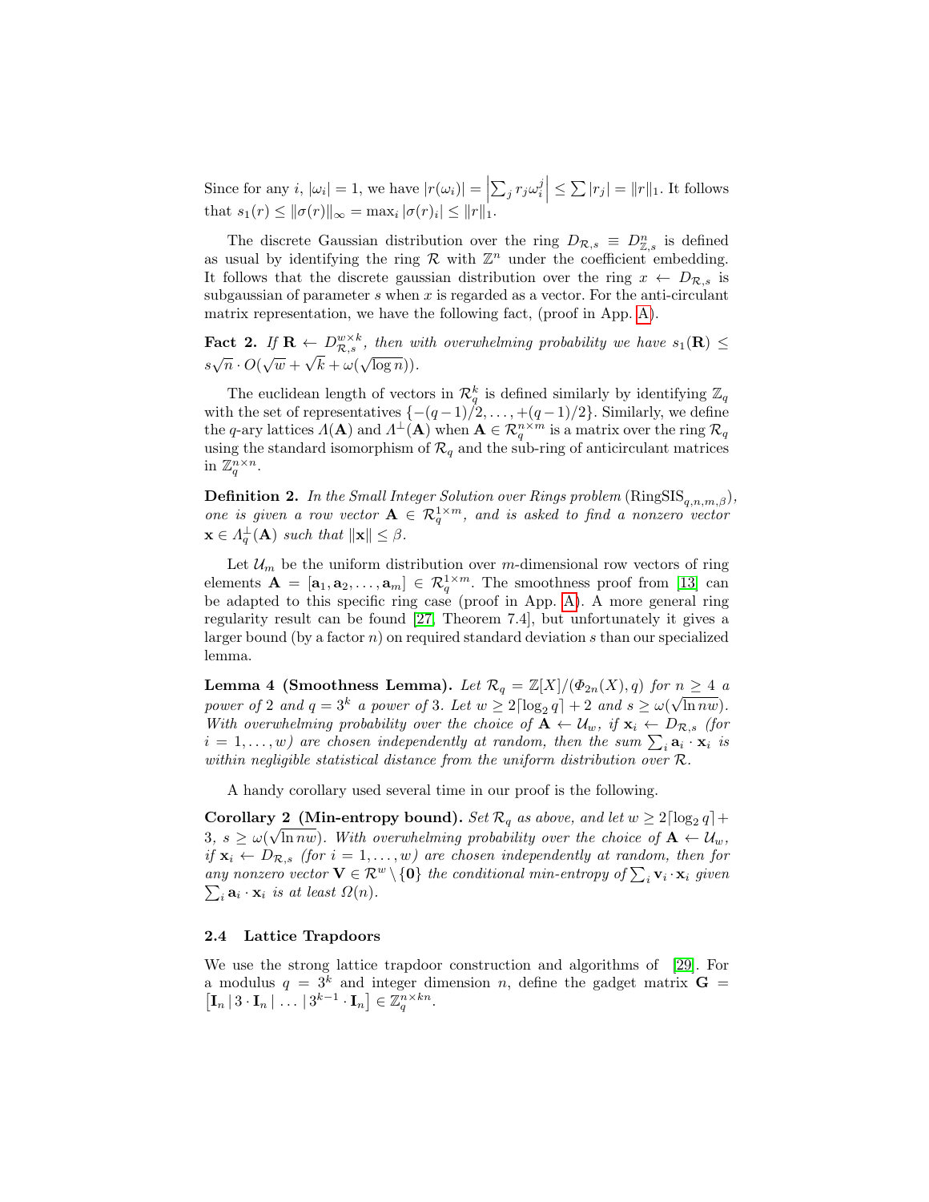Since for any $i$, $|\omega_i| = 1$, we have $|r(\omega_i)| = \left|\sum_j r_j \omega_i^j\right| \leq \sum |r_j| = \|r\|_1$. It follows that $s_1(r) \leq \|\sigma(r)\|_\infty = \max_i |\sigma(r)_i| \leq \|r\|_1$.

The discrete Gaussian distribution over the ring $D_{\mathcal{R},s} \equiv D^n_{\mathbb{Z},s}$ is defined as usual by identifying the ring $\mathcal{R}$ with $\mathbb{Z}^n$ under the coefficient embedding. It follows that the discrete gaussian distribution over the ring $x \leftarrow D_{\mathcal{R},s}$ is subgaussian of parameter $s$ when $x$ is regarded as a vector. For the anti-circulant matrix representation, we have the following fact, (proof in App. A).

**Fact 2.** *If $\mathbf{R} \leftarrow D^{w \times k}_{\mathcal{R},s}$, then with overwhelming probability we have $s_1(\mathbf{R}) \leq s\sqrt{n} \cdot O(\sqrt{w} + \sqrt{k} + \omega(\sqrt{\log n}))$.*

The euclidean length of vectors in $\mathcal{R}_q^k$ is defined similarly by identifying $\mathbb{Z}_q$ with the set of representatives $\{-(q-1)/2, \ldots, +(q-1)/2\}$. Similarly, we define the $q$-ary lattices $\Lambda(\mathbf{A})$ and $\Lambda^\perp(\mathbf{A})$ when $\mathbf{A} \in \mathcal{R}_q^{n \times m}$ is a matrix over the ring $\mathcal{R}_q$ using the standard isomorphism of $\mathcal{R}_q$ and the sub-ring of anticirculant matrices in $\mathbb{Z}_q^{n \times n}$.

**Definition 2.** *In the Small Integer Solution over Rings problem $(\mathrm{RingSIS}_{q,n,m,\beta})$, one is given a row vector $\mathbf{A} \in \mathcal{R}_q^{1 \times m}$, and is asked to find a nonzero vector $\mathbf{x} \in \Lambda_q^\perp(\mathbf{A})$ such that $\|\mathbf{x}\| \leq \beta$.*

Let $\mathcal{U}_m$ be the uniform distribution over $m$-dimensional row vectors of ring elements $\mathbf{A} = [\mathbf{a}_1, \mathbf{a}_2, \ldots, \mathbf{a}_m] \in \mathcal{R}_q^{1 \times m}$. The smoothness proof from [13] can be adapted to this specific ring case (proof in App. A). A more general ring regularity result can be found [27, Theorem 7.4], but unfortunately it gives a larger bound (by a factor $n$) on required standard deviation $s$ than our specialized lemma.

**Lemma 4 (Smoothness Lemma).** *Let $\mathcal{R}_q = \mathbb{Z}[X]/(\Phi_{2n}(X), q)$ for $n \geq 4$ a power of 2 and $q = 3^k$ a power of 3. Let $w \geq 2\lceil \log_2 q \rceil + 2$ and $s \geq \omega(\sqrt{\ln nw})$. With overwhelming probability over the choice of $\mathbf{A} \leftarrow \mathcal{U}_w$, if $\mathbf{x}_i \leftarrow D_{\mathcal{R},s}$ (for $i = 1, \ldots, w$) are chosen independently at random, then the sum $\sum_i \mathbf{a}_i \cdot \mathbf{x}_i$ is within negligible statistical distance from the uniform distribution over $\mathcal{R}$.*

A handy corollary used several time in our proof is the following.

**Corollary 2 (Min-entropy bound).** *Set $\mathcal{R}_q$ as above, and let $w \geq 2\lceil \log_2 q \rceil + 3$, $s \geq \omega(\sqrt{\ln nw})$. With overwhelming probability over the choice of $\mathbf{A} \leftarrow \mathcal{U}_w$, if $\mathbf{x}_i \leftarrow D_{\mathcal{R},s}$ (for $i = 1, \ldots, w$) are chosen independently at random, then for any nonzero vector $\mathbf{V} \in \mathcal{R}^w \setminus \{\mathbf{0}\}$ the conditional min-entropy of $\sum_i \mathbf{v}_i \cdot \mathbf{x}_i$ given $\sum_i \mathbf{a}_i \cdot \mathbf{x}_i$ is at least $\Omega(n)$.*

### 2.4 Lattice Trapdoors

We use the strong lattice trapdoor construction and algorithms of [29]. For a modulus $q = 3^k$ and integer dimension $n$, define the gadget matrix $\mathbf{G} = \left[\mathbf{I}_n \,|\, 3 \cdot \mathbf{I}_n \,|\, \ldots \,|\, 3^{k-1} \cdot \mathbf{I}_n\right] \in \mathbb{Z}_q^{n \times kn}$.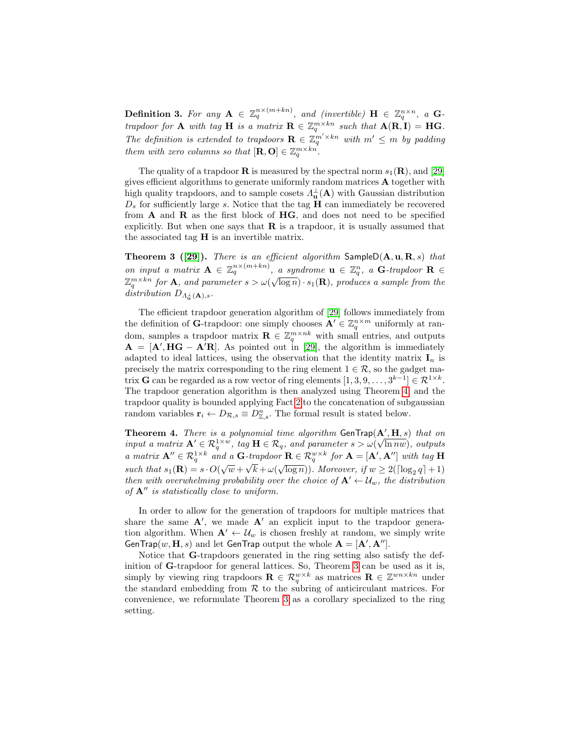**Definition 3.** *For any $\mathbf{A} \in \mathbb{Z}_q^{n\times(m+kn)}$, and (invertible) $\mathbf{H} \in \mathbb{Z}_q^{n\times n}$, a* **G***-trapdoor for* $\mathbf{A}$ *with tag* $\mathbf{H}$ *is a matrix* $\mathbf{R} \in \mathbb{Z}_q^{m\times kn}$ *such that* $\mathbf{A}(\mathbf{R}, \mathbf{I}) = \mathbf{HG}$*. The definition is extended to trapdoors* $\mathbf{R} \in \mathbb{Z}_q^{m'\times kn}$ *with* $m' \leq m$ *by padding them with zero columns so that* $[\mathbf{R}, \mathbf{O}] \in \mathbb{Z}_q^{m\times kn}$*.*

The quality of a trapdoor $\mathbf{R}$ is measured by the spectral norm $s_1(\mathbf{R})$, and [29] gives efficient algorithms to generate uniformly random matrices $\mathbf{A}$ together with high quality trapdoors, and to sample cosets $\Lambda_{\mathbf{u}}^{\perp}(\mathbf{A})$ with Gaussian distribution $D_s$ for sufficiently large $s$. Notice that the tag $\mathbf{H}$ can immediately be recovered from $\mathbf{A}$ and $\mathbf{R}$ as the first block of $\mathbf{HG}$, and does not need to be specified explicitly. But when one says that $\mathbf{R}$ is a trapdoor, it is usually assumed that the associated tag $\mathbf{H}$ is an invertible matrix.

**Theorem 3 ([29]).** *There is an efficient algorithm* $\mathsf{SampleD}(\mathbf{A}, \mathbf{u}, \mathbf{R}, s)$ *that on input a matrix* $\mathbf{A} \in \mathbb{Z}_q^{n\times(m+kn)}$*, a syndrome* $\mathbf{u} \in \mathbb{Z}_q^n$*, a* **G***-trapdoor* $\mathbf{R} \in \mathbb{Z}_q^{m\times kn}$ *for* $\mathbf{A}$*, and parameter* $s > \omega(\sqrt{\log n}) \cdot s_1(\mathbf{R})$*, produces a sample from the distribution* $D_{\Lambda_{\mathbf{u}}^{\perp}(\mathbf{A}),s}$*.*

The efficient trapdoor generation algorithm of [29] follows immediately from the definition of **G**-trapdoor: one simply chooses $\mathbf{A}' \in \mathbb{Z}_q^{n\times m}$ uniformly at random, samples a trapdoor matrix $\mathbf{R} \in \mathbb{Z}_q^{m\times nk}$ with small entries, and outputs $\mathbf{A} = [\mathbf{A}', \mathbf{HG} - \mathbf{A}'\mathbf{R}]$. As pointed out in [29], the algorithm is immediately adapted to ideal lattices, using the observation that the identity matrix $\mathbf{I}_n$ is precisely the matrix corresponding to the ring element $1 \in \mathcal{R}$, so the gadget matrix $\mathbf{G}$ can be regarded as a row vector of ring elements $[1, 3, 9, \ldots, 3^{k-1}] \in \mathcal{R}^{1\times k}$. The trapdoor generation algorithm is then analyzed using Theorem 4, and the trapdoor quality is bounded applying Fact 2 to the concatenation of subgaussian random variables $\mathbf{r}_i \leftarrow D_{\mathcal{R},s} \equiv D_{\mathbb{Z},s}^n$. The formal result is stated below.

**Theorem 4.** *There is a polynomial time algorithm* $\mathsf{GenTrap}(\mathbf{A}', \mathbf{H}, s)$ *that on input a matrix* $\mathbf{A}' \in \mathcal{R}_q^{1\times w}$*, tag* $\mathbf{H} \in \mathcal{R}_q$*, and parameter* $s > \omega(\sqrt{\ln nw})$*, outputs a matrix* $\mathbf{A}'' \in \mathcal{R}_q^{1\times k}$ *and a* **G***-trapdoor* $\mathbf{R} \in \mathcal{R}_q^{w\times k}$ *for* $\mathbf{A} = [\mathbf{A}', \mathbf{A}'']$ *with tag* $\mathbf{H}$ *such that* $s_1(\mathbf{R}) = s \cdot O(\sqrt{w} + \sqrt{k} + \omega(\sqrt{\log n}))$*. Moreover, if* $w \geq 2(\lceil \log_2 q \rceil + 1)$ *then with overwhelming probability over the choice of* $\mathbf{A}' \leftarrow \mathcal{U}_w$*, the distribution of* $\mathbf{A}''$ *is statistically close to uniform.*

In order to allow for the generation of trapdoors for multiple matrices that share the same $\mathbf{A}'$, we made $\mathbf{A}'$ an explicit input to the trapdoor generation algorithm. When $\mathbf{A}' \leftarrow \mathcal{U}_w$ is chosen freshly at random, we simply write $\mathsf{GenTrap}(w, \mathbf{H}, s)$ and let $\mathsf{GenTrap}$ output the whole $\mathbf{A} = [\mathbf{A}', \mathbf{A}'']$.

Notice that **G**-trapdoors generated in the ring setting also satisfy the definition of **G**-trapdoor for general lattices. So, Theorem 3 can be used as it is, simply by viewing ring trapdoors $\mathbf{R} \in \mathcal{R}_q^{w\times k}$ as matrices $\mathbf{R} \in \mathbb{Z}^{wn\times kn}$ under the standard embedding from $\mathcal{R}$ to the subring of anticirculant matrices. For convenience, we reformulate Theorem 3 as a corollary specialized to the ring setting.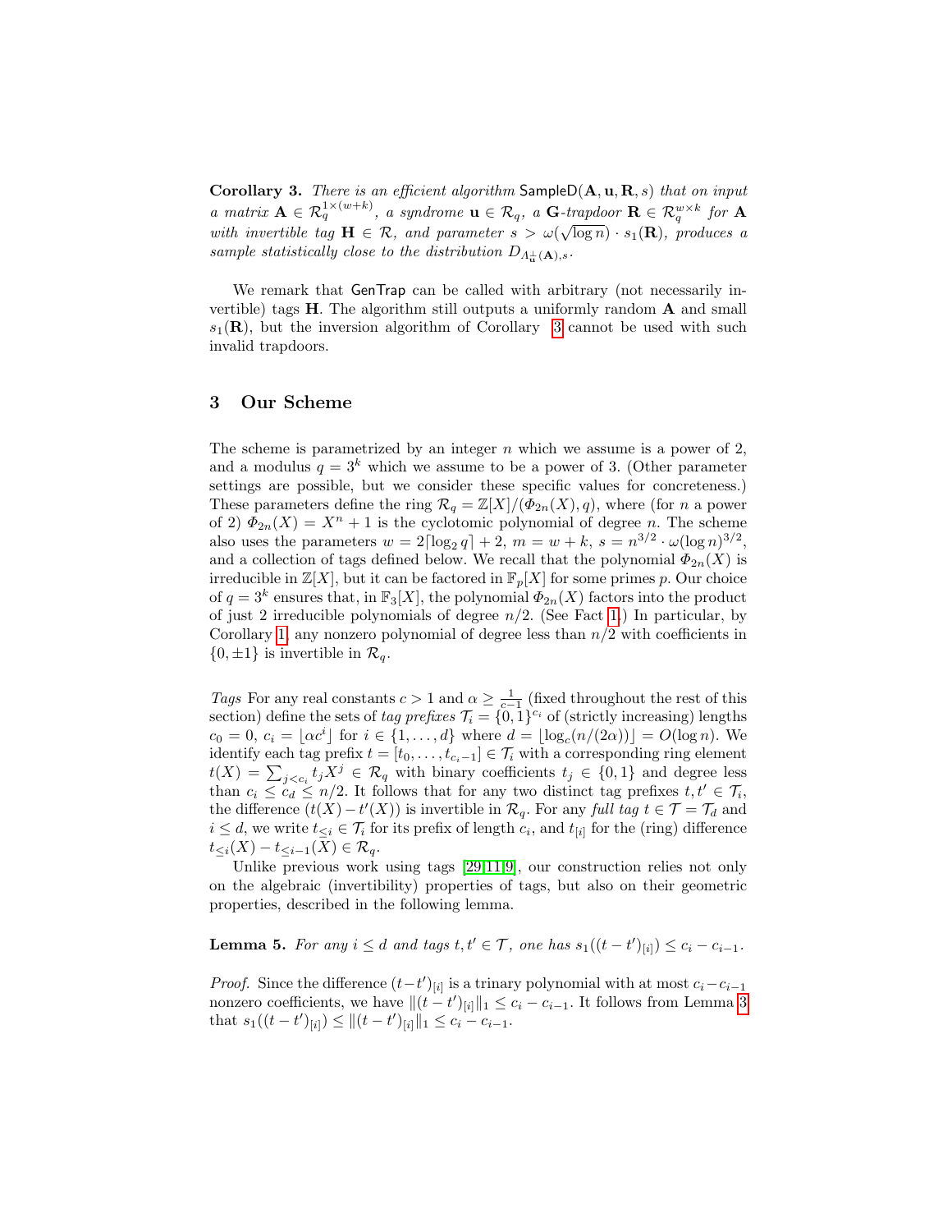**Corollary 3.** *There is an efficient algorithm* $\mathsf{SampleD}(\mathbf{A}, \mathbf{u}, \mathbf{R}, s)$ *that on input a matrix* $\mathbf{A} \in \mathcal{R}_q^{1\times(w+k)}$*, a syndrome* $\mathbf{u} \in \mathcal{R}_q$*, a* $\mathbf{G}$*-trapdoor* $\mathbf{R} \in \mathcal{R}_q^{w\times k}$ *for* $\mathbf{A}$ *with invertible tag* $\mathbf{H} \in \mathcal{R}$*, and parameter* $s > \omega(\sqrt{\log n}) \cdot s_1(\mathbf{R})$*, produces a sample statistically close to the distribution* $D_{\Lambda_{\mathbf{u}}^{\perp}(\mathbf{A}),s}$*.*

We remark that $\mathsf{GenTrap}$ can be called with arbitrary (not necessarily invertible) tags $\mathbf{H}$. The algorithm still outputs a uniformly random $\mathbf{A}$ and small $s_1(\mathbf{R})$, but the inversion algorithm of Corollary 3 cannot be used with such invalid trapdoors.

## 3 Our Scheme

The scheme is parametrized by an integer $n$ which we assume is a power of 2, and a modulus $q = 3^k$ which we assume to be a power of 3. (Other parameter settings are possible, but we consider these specific values for concreteness.) These parameters define the ring $\mathcal{R}_q = \mathbb{Z}[X]/(\Phi_{2n}(X), q)$, where (for $n$ a power of 2) $\Phi_{2n}(X) = X^n + 1$ is the cyclotomic polynomial of degree $n$. The scheme also uses the parameters $w = 2\lceil \log_2 q \rceil + 2$, $m = w + k$, $s = n^{3/2} \cdot \omega(\log n)^{3/2}$, and a collection of tags defined below. We recall that the polynomial $\Phi_{2n}(X)$ is irreducible in $\mathbb{Z}[X]$, but it can be factored in $\mathbb{F}_p[X]$ for some primes $p$. Our choice of $q = 3^k$ ensures that, in $\mathbb{F}_3[X]$, the polynomial $\Phi_{2n}(X)$ factors into the product of just 2 irreducible polynomials of degree $n/2$. (See Fact 1.) In particular, by Corollary 1, any nonzero polynomial of degree less than $n/2$ with coefficients in $\{0, \pm 1\}$ is invertible in $\mathcal{R}_q$.

*Tags* For any real constants $c > 1$ and $\alpha \geq \frac{1}{c-1}$ (fixed throughout the rest of this section) define the sets of *tag prefixes* $\mathcal{T}_i = \{0,1\}^{c_i}$ of (strictly increasing) lengths $c_0 = 0$, $c_i = \lfloor \alpha c^i \rfloor$ for $i \in \{1, \ldots, d\}$ where $d = \lfloor \log_c(n/(2\alpha)) \rfloor = O(\log n)$. We identify each tag prefix $t = [t_0, \ldots, t_{c_i - 1}] \in \mathcal{T}_i$ with a corresponding ring element $t(X) = \sum_{j<c_i} t_j X^j \in \mathcal{R}_q$ with binary coefficients $t_j \in \{0,1\}$ and degree less than $c_i \leq c_d \leq n/2$. It follows that for any two distinct tag prefixes $t, t' \in \mathcal{T}_i$, the difference $(t(X) - t'(X))$ is invertible in $\mathcal{R}_q$. For any *full tag* $t \in \mathcal{T} = \mathcal{T}_d$ and $i \leq d$, we write $t_{\leq i} \in \mathcal{T}_i$ for its prefix of length $c_i$, and $t_{[i]}$ for the (ring) difference $t_{\leq i}(X) - t_{\leq i-1}(X) \in \mathcal{R}_q$.

Unlike previous work using tags [29,11,9], our construction relies not only on the algebraic (invertibility) properties of tags, but also on their geometric properties, described in the following lemma.

**Lemma 5.** *For any* $i \leq d$ *and tags* $t, t' \in \mathcal{T}$*, one has* $s_1((t - t')_{[i]}) \leq c_i - c_{i-1}$*.*

*Proof.* Since the difference $(t-t')_{[i]}$ is a trinary polynomial with at most $c_i - c_{i-1}$ nonzero coefficients, we have $\|(t - t')_{[i]}\|_1 \leq c_i - c_{i-1}$. It follows from Lemma 3 that $s_1((t - t')_{[i]}) \leq \|(t - t')_{[i]}\|_1 \leq c_i - c_{i-1}$.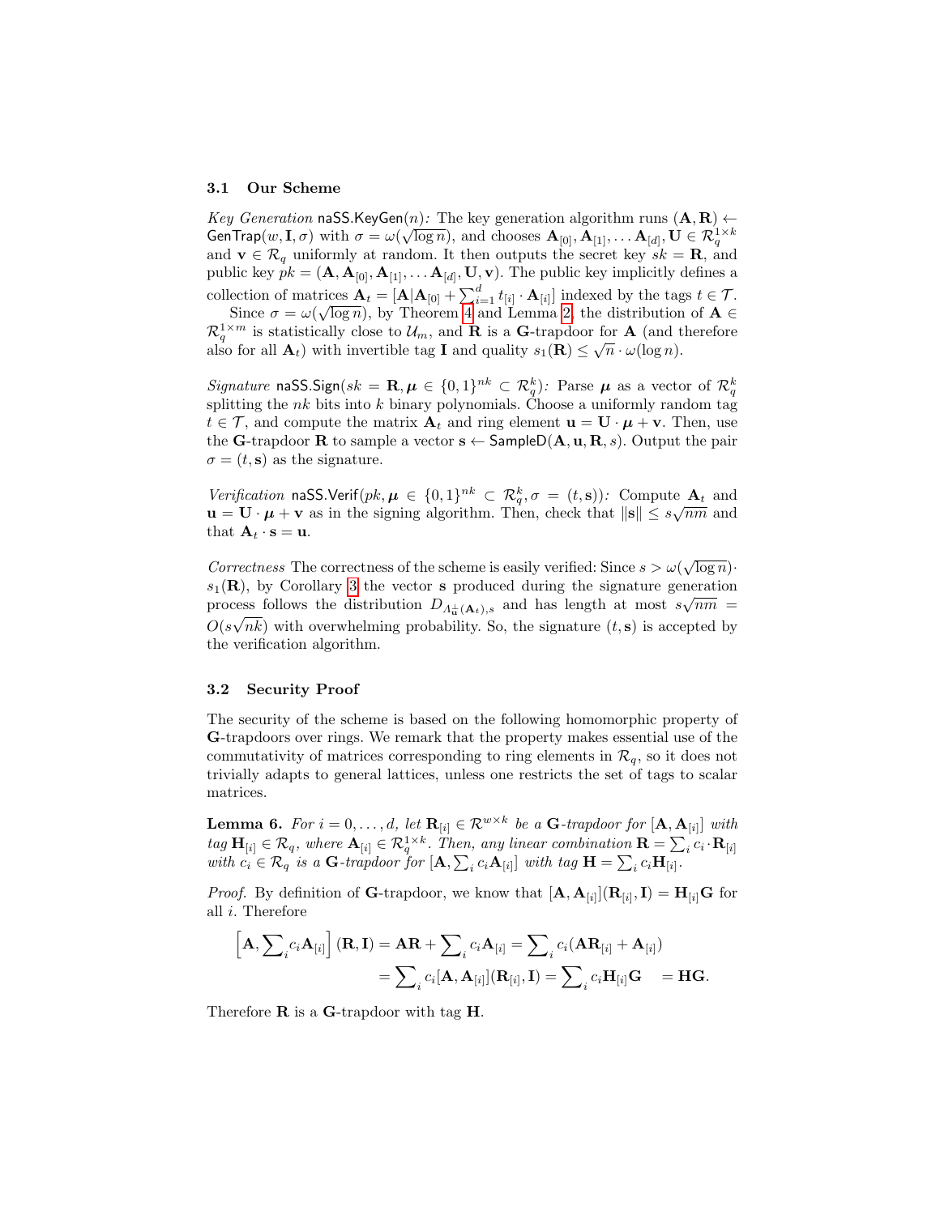### 3.1 Our Scheme

*Key Generation* $\mathsf{naSS.KeyGen}(n)$*:* The key generation algorithm runs $(\mathbf{A}, \mathbf{R}) \leftarrow \mathsf{GenTrap}(w, \mathbf{I}, \sigma)$ with $\sigma = \omega(\sqrt{\log n})$, and chooses $\mathbf{A}_{[0]}, \mathbf{A}_{[1]}, \ldots \mathbf{A}_{[d]}, \mathbf{U} \in \mathcal{R}_q^{1\times k}$ and $\mathbf{v} \in \mathcal{R}_q$ uniformly at random. It then outputs the secret key $sk = \mathbf{R}$, and public key $pk = (\mathbf{A}, \mathbf{A}_{[0]}, \mathbf{A}_{[1]}, \ldots \mathbf{A}_{[d]}, \mathbf{U}, \mathbf{v})$. The public key implicitly defines a collection of matrices $\mathbf{A}_t = [\mathbf{A}|\mathbf{A}_{[0]} + \sum_{i=1}^{d} t_{[i]} \cdot \mathbf{A}_{[i]}]$ indexed by the tags $t \in \mathcal{T}$.

Since $\sigma = \omega(\sqrt{\log n})$, by Theorem 4 and Lemma 2, the distribution of $\mathbf{A} \in \mathcal{R}_q^{1\times m}$ is statistically close to $\mathcal{U}_m$, and $\mathbf{R}$ is a $\mathbf{G}$-trapdoor for $\mathbf{A}$ (and therefore also for all $\mathbf{A}_t$) with invertible tag $\mathbf{I}$ and quality $s_1(\mathbf{R}) \leq \sqrt{n} \cdot \omega(\log n)$.

*Signature* $\mathsf{naSS.Sign}(sk = \mathbf{R}, \boldsymbol{\mu} \in \{0,1\}^{nk} \subset \mathcal{R}_q^k)$*:* Parse $\boldsymbol{\mu}$ as a vector of $\mathcal{R}_q^k$ splitting the $nk$ bits into $k$ binary polynomials. Choose a uniformly random tag $t \in \mathcal{T}$, and compute the matrix $\mathbf{A}_t$ and ring element $\mathbf{u} = \mathbf{U} \cdot \boldsymbol{\mu} + \mathbf{v}$. Then, use the $\mathbf{G}$-trapdoor $\mathbf{R}$ to sample a vector $\mathbf{s} \leftarrow \mathsf{SampleD}(\mathbf{A}, \mathbf{u}, \mathbf{R}, s)$. Output the pair $\sigma = (t, \mathbf{s})$ as the signature.

*Verification* $\mathsf{naSS.Verif}(pk, \boldsymbol{\mu} \in \{0,1\}^{nk} \subset \mathcal{R}_q^k, \sigma = (t, \mathbf{s}))$*:* Compute $\mathbf{A}_t$ and $\mathbf{u} = \mathbf{U} \cdot \boldsymbol{\mu} + \mathbf{v}$ as in the signing algorithm. Then, check that $\|\mathbf{s}\| \leq s\sqrt{nm}$ and that $\mathbf{A}_t \cdot \mathbf{s} = \mathbf{u}$.

*Correctness* The correctness of the scheme is easily verified: Since $s > \omega(\sqrt{\log n}) \cdot s_1(\mathbf{R})$, by Corollary 3 the vector $\mathbf{s}$ produced during the signature generation process follows the distribution $D_{\Lambda_{\mathbf{u}}^{\perp}(\mathbf{A}_t), s}$ and has length at most $s\sqrt{nm} = O(s\sqrt{nk})$ with overwhelming probability. So, the signature $(t, \mathbf{s})$ is accepted by the verification algorithm.

### 3.2 Security Proof

The security of the scheme is based on the following homomorphic property of $\mathbf{G}$-trapdoors over rings. We remark that the property makes essential use of the commutativity of matrices corresponding to ring elements in $\mathcal{R}_q$, so it does not trivially adapts to general lattices, unless one restricts the set of tags to scalar matrices.

**Lemma 6.** *For $i = 0, \ldots, d$, let $\mathbf{R}_{[i]} \in \mathcal{R}^{w\times k}$ be a $\mathbf{G}$-trapdoor for $[\mathbf{A}, \mathbf{A}_{[i]}]$ with tag $\mathbf{H}_{[i]} \in \mathcal{R}_q$, where $\mathbf{A}_{[i]} \in \mathcal{R}_q^{1\times k}$. Then, any linear combination $\mathbf{R} = \sum_i c_i \cdot \mathbf{R}_{[i]}$ with $c_i \in \mathcal{R}_q$ is a $\mathbf{G}$-trapdoor for $[\mathbf{A}, \sum_i c_i \mathbf{A}_{[i]}]$ with tag $\mathbf{H} = \sum_i c_i \mathbf{H}_{[i]}$.*

*Proof.* By definition of $\mathbf{G}$-trapdoor, we know that $[\mathbf{A}, \mathbf{A}_{[i]}](\mathbf{R}_{[i]}, \mathbf{I}) = \mathbf{H}_{[i]}\mathbf{G}$ for all $i$. Therefore

$$\left[\mathbf{A}, \sum_i c_i \mathbf{A}_{[i]}\right](\mathbf{R}, \mathbf{I}) = \mathbf{A}\mathbf{R} + \sum_i c_i \mathbf{A}_{[i]} = \sum_i c_i(\mathbf{A}\mathbf{R}_{[i]} + \mathbf{A}_{[i]})$$
$$= \sum_i c_i [\mathbf{A}, \mathbf{A}_{[i]}](\mathbf{R}_{[i]}, \mathbf{I}) = \sum_i c_i \mathbf{H}_{[i]}\mathbf{G} \quad = \mathbf{H}\mathbf{G}.$$

Therefore $\mathbf{R}$ is a $\mathbf{G}$-trapdoor with tag $\mathbf{H}$.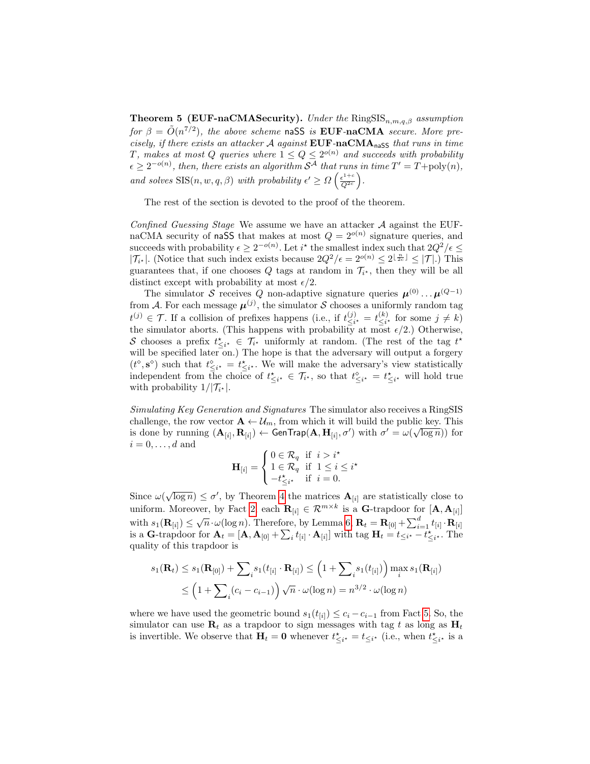**Theorem 5 (EUF-naCMASecurity).** *Under the* $\mathrm{RingSIS}_{n,m,q,\beta}$ *assumption for* $\beta = \tilde{O}(n^{7/2})$*, the above scheme* $\mathsf{naSS}$ *is* **EUF-naCMA** *secure. More precisely, if there exists an attacker* $\mathcal{A}$ *against* $\mathbf{EUF\text{-}naCMA}_{\mathsf{naSS}}$ *that runs in time* $T$*, makes at most* $Q$ *queries where* $1 \le Q \le 2^{o(n)}$ *and succeeds with probability* $\epsilon \ge 2^{-o(n)}$*, then, there exists an algorithm* $\mathcal{S}^{\mathcal{A}}$ *that runs in time* $T' = T + \mathrm{poly}(n)$*, and solves* $\mathrm{SIS}(n, w, q, \beta)$ *with probability* $\epsilon' \ge \Omega\left(\frac{\epsilon^{1+c}}{Q^{2c}}\right)$.

The rest of the section is devoted to the proof of the theorem.

*Confined Guessing Stage* We assume we have an attacker $\mathcal{A}$ against the EUF-naCMA security of $\mathsf{naSS}$ that makes at most $Q = 2^{o(n)}$ signature queries, and succeeds with probability $\epsilon \ge 2^{-o(n)}$. Let $i^\star$ the smallest index such that $2Q^2/\epsilon \le |\mathcal{T}_{i^\star}|$. (Notice that such index exists because $2Q^2/\epsilon = 2^{o(n)} \le 2^{\lfloor \frac{n}{2c} \rfloor} \le |\mathcal{T}|$.) This guarantees that, if one chooses $Q$ tags at random in $\mathcal{T}_{i^\star}$, then they will be all distinct except with probability at most $\epsilon/2$.

The simulator $\mathcal{S}$ receives $Q$ non-adaptive signature queries $\boldsymbol{\mu}^{(0)} \ldots \boldsymbol{\mu}^{(Q-1)}$ from $\mathcal{A}$. For each message $\boldsymbol{\mu}^{(j)}$, the simulator $\mathcal{S}$ chooses a uniformly random tag $t^{(j)} \in \mathcal{T}$. If a collision of prefixes happens (i.e., if $t^{(j)}_{\le i^\star} = t^{(k)}_{\le i^\star}$ for some $j \ne k$) the simulator aborts. (This happens with probability at most $\epsilon/2$.) Otherwise, $\mathcal{S}$ chooses a prefix $t^\star_{\le i^\star} \in \mathcal{T}_{i^\star}$ uniformly at random. (The rest of the tag $t^\star$ will be specified later on.) The hope is that the adversary will output a forgery $(t^\diamond, \mathbf{s}^\diamond)$ such that $t^\diamond_{\le i^\star} = t^\star_{\le i^\star}$. We will make the adversary's view statistically independent from the choice of $t^\star_{\le i^\star} \in \mathcal{T}_{i^\star}$, so that $t^\diamond_{\le i^\star} = t^\star_{\le i^\star}$ will hold true with probability $1/|\mathcal{T}_{i^\star}|$.

*Simulating Key Generation and Signatures* The simulator also receives a RingSIS challenge, the row vector $\mathbf{A} \leftarrow \mathcal{U}_m$, from which it will build the public key. This is done by running $(\mathbf{A}_{[i]}, \mathbf{R}_{[i]}) \leftarrow \mathsf{GenTrap}(\mathbf{A}, \mathbf{H}_{[i]}, \sigma')$ with $\sigma' = \omega(\sqrt{\log n})$ for $i = 0, \ldots, d$ and

$$\mathbf{H}_{[i]} = \begin{cases} 0 \in \mathcal{R}_q & \text{if } i > i^\star \\ 1 \in \mathcal{R}_q & \text{if } 1 \le i \le i^\star \\ -t^\star_{\le i^\star} & \text{if } i = 0. \end{cases}$$

Since $\omega(\sqrt{\log n}) \le \sigma'$, by Theorem 4 the matrices $\mathbf{A}_{[i]}$ are statistically close to uniform. Moreover, by Fact 2, each $\mathbf{R}_{[i]} \in \mathcal{R}^{m \times k}$ is a $\mathbf{G}$-trapdoor for $[\mathbf{A}, \mathbf{A}_{[i]}]$ with $s_1(\mathbf{R}_{[i]}) \le \sqrt{n} \cdot \omega(\log n)$. Therefore, by Lemma 6, $\mathbf{R}_t = \mathbf{R}_{[0]} + \sum_{i=1}^{d} t_{[i]} \cdot \mathbf{R}_{[i]}$ is a $\mathbf{G}$-trapdoor for $\mathbf{A}_t = [\mathbf{A}, \mathbf{A}_{[0]} + \sum_i t_{[i]} \cdot \mathbf{A}_{[i]}]$ with tag $\mathbf{H}_t = t_{\le i^\star} - t^\star_{\le i^\star}$. The quality of this trapdoor is

$$\begin{aligned} s_1(\mathbf{R}_t) &\le s_1(\mathbf{R}_{[0]}) + \sum\nolimits_i s_1(t_{[i]} \cdot \mathbf{R}_{[i]}) \le \left(1 + \sum\nolimits_i s_1(t_{[i]})\right) \max_i s_1(\mathbf{R}_{[i]}) \\ &\le \left(1 + \sum\nolimits_i (c_i - c_{i-1})\right) \sqrt{n} \cdot \omega(\log n) = n^{3/2} \cdot \omega(\log n) \end{aligned}$$

where we have used the geometric bound $s_1(t_{[i]}) \le c_i - c_{i-1}$ from Fact 5. So, the simulator can use $\mathbf{R}_t$ as a trapdoor to sign messages with tag $t$ as long as $\mathbf{H}_t$ is invertible. We observe that $\mathbf{H}_t = \mathbf{0}$ whenever $t^\star_{\le i^\star} = t_{\le i^\star}$ (i.e., when $t^\star_{\le i^\star}$ is a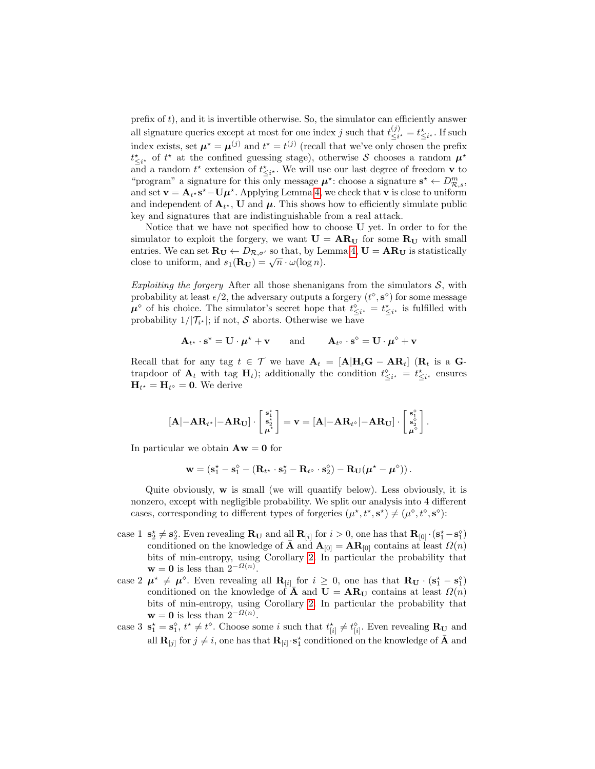prefix of $t$), and it is invertible otherwise. So, the simulator can efficiently answer all signature queries except at most for one index $j$ such that $t^{(j)}_{\leq i^\star} = t^\star_{\leq i^\star}$. If such index exists, set $\boldsymbol{\mu}^\star = \boldsymbol{\mu}^{(j)}$ and $t^\star = t^{(j)}$ (recall that we've only chosen the prefix $t^\star_{\leq i^\star}$ of $t^\star$ at the confined guessing stage), otherwise $\mathcal{S}$ chooses a random $\boldsymbol{\mu}^\star$ and a random $t^\star$ extension of $t^\star_{\leq i^\star}$. We will use our last degree of freedom $\mathbf{v}$ to "program" a signature for this only message $\boldsymbol{\mu}^\star$: choose a signature $\mathbf{s}^\star \leftarrow D^m_{\mathcal{R},s}$, and set $\mathbf{v} = \mathbf{A}_{t^\star}\mathbf{s}^\star - \mathbf{U}\boldsymbol{\mu}^\star$. Applying Lemma 4, we check that $\mathbf{v}$ is close to uniform and independent of $\mathbf{A}_{t^\star}$, $\mathbf{U}$ and $\boldsymbol{\mu}$. This shows how to efficiently simulate public key and signatures that are indistinguishable from a real attack.

Notice that we have not specified how to choose $\mathbf{U}$ yet. In order to for the simulator to exploit the forgery, we want $\mathbf{U} = \mathbf{A}\mathbf{R}_\mathbf{U}$ for some $\mathbf{R}_\mathbf{U}$ with small entries. We can set $\mathbf{R}_\mathbf{U} \leftarrow D_{\mathcal{R},\sigma'}$ so that, by Lemma 4, $\mathbf{U} = \mathbf{A}\mathbf{R}_\mathbf{U}$ is statistically close to uniform, and $s_1(\mathbf{R}_\mathbf{U}) = \sqrt{n} \cdot \omega(\log n)$.

*Exploiting the forgery* After all those shenanigans from the simulators $\mathcal{S}$, with probability at least $\epsilon/2$, the adversary outputs a forgery $(t^\diamond, \mathbf{s}^\diamond)$ for some message $\boldsymbol{\mu}^\diamond$ of his choice. The simulator's secret hope that $t^\diamond_{\leq i^\star} = t^\star_{\leq i^\star}$ is fulfilled with probability $1/|\mathcal{T}_{i^\star}|$; if not, $\mathcal{S}$ aborts. Otherwise we have

$$\mathbf{A}_{t^\star} \cdot \mathbf{s}^\star = \mathbf{U} \cdot \boldsymbol{\mu}^\star + \mathbf{v} \qquad \text{and} \qquad \mathbf{A}_{t^\diamond} \cdot \mathbf{s}^\diamond = \mathbf{U} \cdot \boldsymbol{\mu}^\diamond + \mathbf{v}$$

Recall that for any tag $t \in \mathcal{T}$ we have $\mathbf{A}_t = [\mathbf{A}|\mathbf{H}_t\mathbf{G} - \mathbf{A}\mathbf{R}_t]$ ($\mathbf{R}_t$ is a $\mathbf{G}$-trapdoor of $\mathbf{A}_t$ with tag $\mathbf{H}_t$); additionally the condition $t^\diamond_{\leq i^\star} = t^\star_{\leq i^\star}$ ensures $\mathbf{H}_{t^\star} = \mathbf{H}_{t^\diamond} = \mathbf{0}$. We derive

$$[\mathbf{A}|-\mathbf{A}\mathbf{R}_{t^\star}|-\mathbf{A}\mathbf{R}_\mathbf{U}] \cdot \begin{bmatrix} \mathbf{s}^\star_1 \\ \mathbf{s}^\star_2 \\ \boldsymbol{\mu}^\star \end{bmatrix} = \mathbf{v} = [\mathbf{A}|-\mathbf{A}\mathbf{R}_{t^\diamond}|-\mathbf{A}\mathbf{R}_\mathbf{U}] \cdot \begin{bmatrix} \mathbf{s}^\diamond_1 \\ \mathbf{s}^\diamond_2 \\ \boldsymbol{\mu}^\diamond \end{bmatrix}.$$

In particular we obtain $\mathbf{A}\mathbf{w} = \mathbf{0}$ for

$$\mathbf{w} = (\mathbf{s}^\star_1 - \mathbf{s}^\diamond_1 - (\mathbf{R}_{t^\star} \cdot \mathbf{s}^\star_2 - \mathbf{R}_{t^\diamond} \cdot \mathbf{s}^\diamond_2) - \mathbf{R}_\mathbf{U}(\boldsymbol{\mu}^\star - \boldsymbol{\mu}^\diamond)).$$

Quite obviously, $\mathbf{w}$ is small (we will quantify below). Less obviously, it is nonzero, except with negligible probability. We split our analysis into 4 different cases, corresponding to different types of forgeries $(\mu^\star, t^\star, \mathbf{s}^\star) \neq (\mu^\diamond, t^\diamond, \mathbf{s}^\diamond)$:

- case 1 $\mathbf{s}^\star_2 \neq \mathbf{s}^\diamond_2$. Even revealing $\mathbf{R}_\mathbf{U}$ and all $\mathbf{R}_{[i]}$ for $i > 0$, one has that $\mathbf{R}_{[0]} \cdot (\mathbf{s}^\star_1 - \mathbf{s}^\diamond_1)$ conditioned on the knowledge of $\bar{\mathbf{A}}$ and $\mathbf{A}_{[0]} = \mathbf{A}\mathbf{R}_{[0]}$ contains at least $\Omega(n)$ bits of min-entropy, using Corollary 2. In particular the probability that $\mathbf{w} = \mathbf{0}$ is less than $2^{-\Omega(n)}$.
- case 2 $\boldsymbol{\mu}^\star \neq \boldsymbol{\mu}^\diamond$. Even revealing all $\mathbf{R}_{[i]}$ for $i \geq 0$, one has that $\mathbf{R}_\mathbf{U} \cdot (\mathbf{s}^\star_1 - \mathbf{s}^\diamond_1)$ conditioned on the knowledge of $\bar{\mathbf{A}}$ and $\mathbf{U} = \mathbf{A}\mathbf{R}_\mathbf{U}$ contains at least $\Omega(n)$ bits of min-entropy, using Corollary 2. In particular the probability that $\mathbf{w} = \mathbf{0}$ is less than $2^{-\Omega(n)}$.
- case 3 $\mathbf{s}^\star_1 = \mathbf{s}^\diamond_1$, $t^\star \neq t^\diamond$. Choose some $i$ such that $t^\star_{[i]} \neq t^\diamond_{[i]}$. Even revealing $\mathbf{R}_\mathbf{U}$ and all $\mathbf{R}_{[j]}$ for $j \neq i$, one has that $\mathbf{R}_{[i]} \cdot \mathbf{s}^\star_1$ conditioned on the knowledge of $\bar{\mathbf{A}}$ and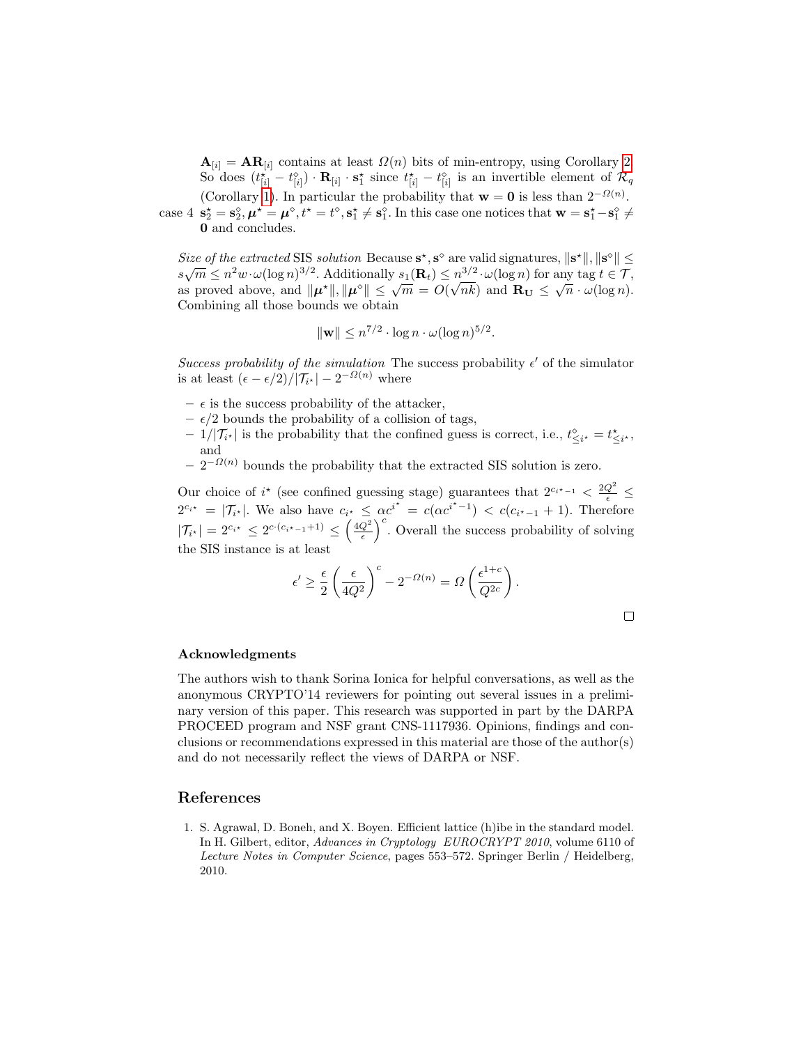$\mathbf{A}_{[i]} = \mathbf{A}\mathbf{R}_{[i]}$ contains at least $\Omega(n)$ bits of min-entropy, using Corollary 2. So does $(t^\star_{[i]} - t^\diamond_{[i]}) \cdot \mathbf{R}_{[i]} \cdot \mathbf{s}^\star_1$ since $t^\star_{[i]} - t^\diamond_{[i]}$ is an invertible element of $\mathcal{R}_q$ (Corollary 1). In particular the probability that $\mathbf{w} = \mathbf{0}$ is less than $2^{-\Omega(n)}$.

case 4 $\mathbf{s}^\star_2 = \mathbf{s}^\diamond_2, \boldsymbol{\mu}^\star = \boldsymbol{\mu}^\diamond, t^\star = t^\diamond, \mathbf{s}^\star_1 \neq \mathbf{s}^\diamond_1$. In this case one notices that $\mathbf{w} = \mathbf{s}^\star_1 - \mathbf{s}^\diamond_1 \neq \mathbf{0}$ and concludes.

*Size of the extracted* SIS *solution* Because $\mathbf{s}^\star, \mathbf{s}^\diamond$ are valid signatures, $\|\mathbf{s}^\star\|, \|\mathbf{s}^\diamond\| \leq s\sqrt{m} \leq n^2 w \cdot \omega(\log n)^{3/2}$. Additionally $s_1(\mathbf{R}_t) \leq n^{3/2} \cdot \omega(\log n)$ for any tag $t \in \mathcal{T}$, as proved above, and $\|\boldsymbol{\mu}^\star\|, \|\boldsymbol{\mu}^\diamond\| \leq \sqrt{m} = O(\sqrt{nk})$ and $\mathbf{R}_\mathbf{U} \leq \sqrt{n} \cdot \omega(\log n)$. Combining all those bounds we obtain

$$\|\mathbf{w}\| \leq n^{7/2} \cdot \log n \cdot \omega(\log n)^{5/2}.$$

*Success probability of the simulation* The success probability $\epsilon'$ of the simulator is at least $(\epsilon - \epsilon/2)/|\mathcal{T}_{i^\star}| - 2^{-\Omega(n)}$ where

- $\epsilon$ is the success probability of the attacker,
- $\epsilon/2$ bounds the probability of a collision of tags,
- $1/|\mathcal{T}_{i^\star}|$ is the probability that the confined guess is correct, i.e., $t^\diamond_{\leq i^\star} = t^\star_{\leq i^\star}$, and
- $2^{-\Omega(n)}$ bounds the probability that the extracted SIS solution is zero.

Our choice of $i^\star$ (see confined guessing stage) guarantees that $2^{c_{i^\star-1}} < \frac{2Q^2}{\epsilon} \leq 2^{c_{i^\star}} = |\mathcal{T}_{i^\star}|$. We also have $c_{i^\star} \leq \alpha c^{i^\star} = c(\alpha c^{i^\star-1}) < c(c_{i^\star-1} + 1)$. Therefore $|\mathcal{T}_{i^\star}| = 2^{c_{i^\star}} \leq 2^{c \cdot (c_{i^\star-1}+1)} \leq \left(\frac{4Q^2}{\epsilon}\right)^c$. Overall the success probability of solving the SIS instance is at least

$$\epsilon' \geq \frac{\epsilon}{2}\left(\frac{\epsilon}{4Q^2}\right)^c - 2^{-\Omega(n)} = \Omega\left(\frac{\epsilon^{1+c}}{Q^{2c}}\right).$$

□

## Acknowledgments

The authors wish to thank Sorina Ionica for helpful conversations, as well as the anonymous CRYPTO'14 reviewers for pointing out several issues in a preliminary version of this paper. This research was supported in part by the DARPA PROCEED program and NSF grant CNS-1117936. Opinions, findings and conclusions or recommendations expressed in this material are those of the author(s) and do not necessarily reflect the views of DARPA or NSF.

## References

1. S. Agrawal, D. Boneh, and X. Boyen. Efficient lattice (h)ibe in the standard model. In H. Gilbert, editor, *Advances in Cryptology EUROCRYPT 2010*, volume 6110 of *Lecture Notes in Computer Science*, pages 553–572. Springer Berlin / Heidelberg, 2010.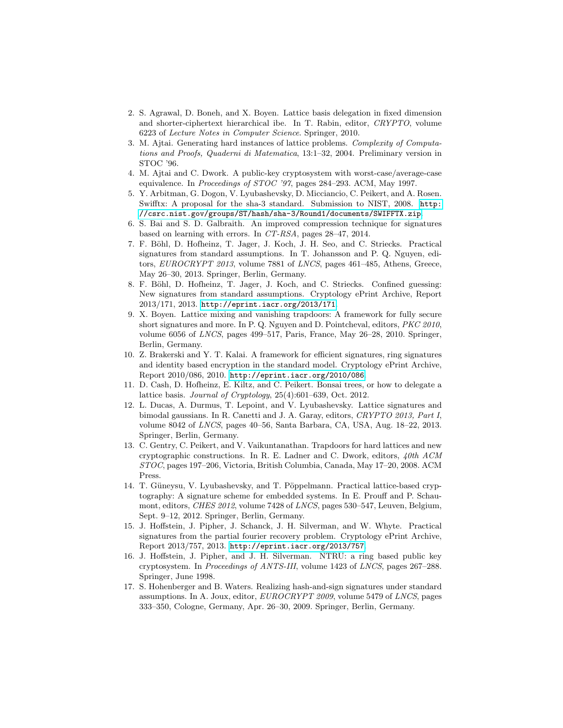2. S. Agrawal, D. Boneh, and X. Boyen. Lattice basis delegation in fixed dimension and shorter-ciphertext hierarchical ibe. In T. Rabin, editor, *CRYPTO*, volume 6223 of *Lecture Notes in Computer Science*. Springer, 2010.
3. M. Ajtai. Generating hard instances of lattice problems. *Complexity of Computations and Proofs, Quaderni di Matematica*, 13:1–32, 2004. Preliminary version in STOC '96.
4. M. Ajtai and C. Dwork. A public-key cryptosystem with worst-case/average-case equivalence. In *Proceedings of STOC '97*, pages 284–293. ACM, May 1997.
5. Y. Arbitman, G. Dogon, V. Lyubashevsky, D. Micciancio, C. Peikert, and A. Rosen. Swifftx: A proposal for the sha-3 standard. Submission to NIST, 2008. http://csrc.nist.gov/groups/ST/hash/sha-3/Round1/documents/SWIFFTX.zip.
6. S. Bai and S. D. Galbraith. An improved compression technique for signatures based on learning with errors. In *CT-RSA*, pages 28–47, 2014.
7. F. Böhl, D. Hofheinz, T. Jager, J. Koch, J. H. Seo, and C. Striecks. Practical signatures from standard assumptions. In T. Johansson and P. Q. Nguyen, editors, *EUROCRYPT 2013*, volume 7881 of *LNCS*, pages 461–485, Athens, Greece, May 26–30, 2013. Springer, Berlin, Germany.
8. F. Böhl, D. Hofheinz, T. Jager, J. Koch, and C. Striecks. Confined guessing: New signatures from standard assumptions. Cryptology ePrint Archive, Report 2013/171, 2013. http://eprint.iacr.org/2013/171.
9. X. Boyen. Lattice mixing and vanishing trapdoors: A framework for fully secure short signatures and more. In P. Q. Nguyen and D. Pointcheval, editors, *PKC 2010*, volume 6056 of *LNCS*, pages 499–517, Paris, France, May 26–28, 2010. Springer, Berlin, Germany.
10. Z. Brakerski and Y. T. Kalai. A framework for efficient signatures, ring signatures and identity based encryption in the standard model. Cryptology ePrint Archive, Report 2010/086, 2010. http://eprint.iacr.org/2010/086.
11. D. Cash, D. Hofheinz, E. Kiltz, and C. Peikert. Bonsai trees, or how to delegate a lattice basis. *Journal of Cryptology*, 25(4):601–639, Oct. 2012.
12. L. Ducas, A. Durmus, T. Lepoint, and V. Lyubashevsky. Lattice signatures and bimodal gaussians. In R. Canetti and J. A. Garay, editors, *CRYPTO 2013, Part I*, volume 8042 of *LNCS*, pages 40–56, Santa Barbara, CA, USA, Aug. 18–22, 2013. Springer, Berlin, Germany.
13. C. Gentry, C. Peikert, and V. Vaikuntanathan. Trapdoors for hard lattices and new cryptographic constructions. In R. E. Ladner and C. Dwork, editors, *40th ACM STOC*, pages 197–206, Victoria, British Columbia, Canada, May 17–20, 2008. ACM Press.
14. T. Güneysu, V. Lyubashevsky, and T. Pöppelmann. Practical lattice-based cryptography: A signature scheme for embedded systems. In E. Prouff and P. Schaumont, editors, *CHES 2012*, volume 7428 of *LNCS*, pages 530–547, Leuven, Belgium, Sept. 9–12, 2012. Springer, Berlin, Germany.
15. J. Hoffstein, J. Pipher, J. Schanck, J. H. Silverman, and W. Whyte. Practical signatures from the partial fourier recovery problem. Cryptology ePrint Archive, Report 2013/757, 2013. http://eprint.iacr.org/2013/757.
16. J. Hoffstein, J. Pipher, and J. H. Silverman. NTRU: a ring based public key cryptosystem. In *Proceedings of ANTS-III*, volume 1423 of *LNCS*, pages 267–288. Springer, June 1998.
17. S. Hohenberger and B. Waters. Realizing hash-and-sign signatures under standard assumptions. In A. Joux, editor, *EUROCRYPT 2009*, volume 5479 of *LNCS*, pages 333–350, Cologne, Germany, Apr. 26–30, 2009. Springer, Berlin, Germany.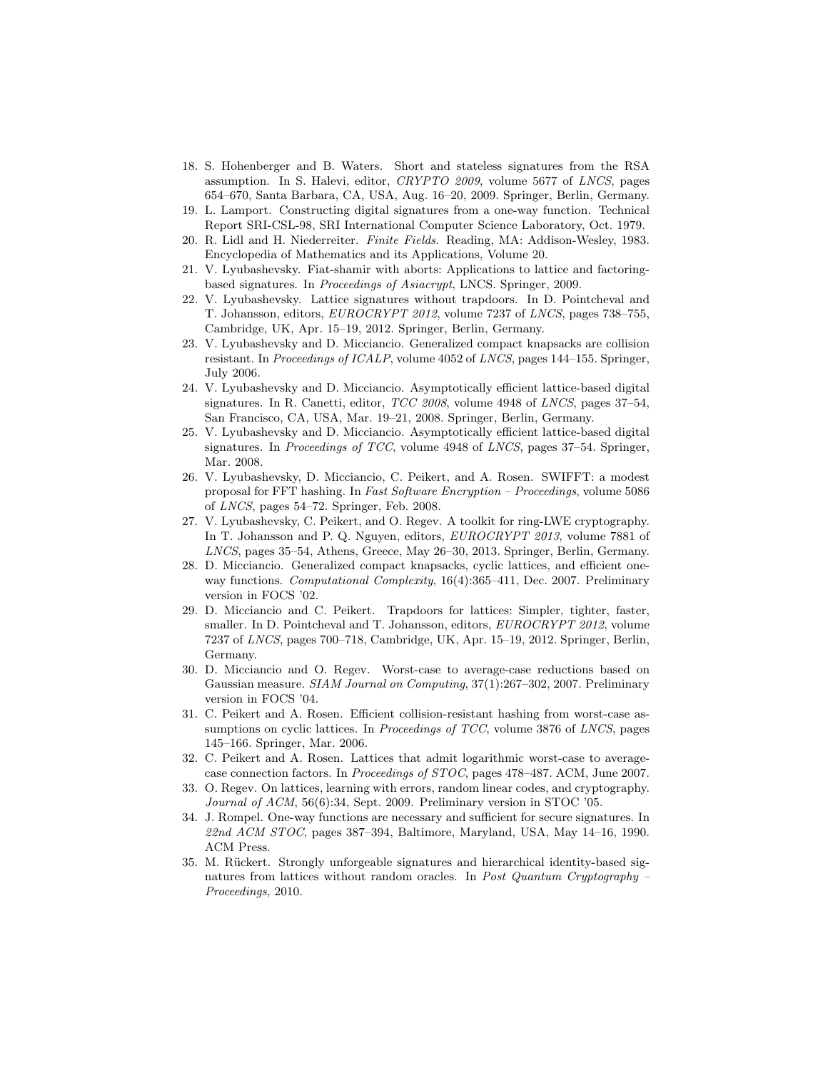18. S. Hohenberger and B. Waters. Short and stateless signatures from the RSA assumption. In S. Halevi, editor, *CRYPTO 2009*, volume 5677 of *LNCS*, pages 654–670, Santa Barbara, CA, USA, Aug. 16–20, 2009. Springer, Berlin, Germany.
19. L. Lamport. Constructing digital signatures from a one-way function. Technical Report SRI-CSL-98, SRI International Computer Science Laboratory, Oct. 1979.
20. R. Lidl and H. Niederreiter. *Finite Fields*. Reading, MA: Addison-Wesley, 1983. Encyclopedia of Mathematics and its Applications, Volume 20.
21. V. Lyubashevsky. Fiat-shamir with aborts: Applications to lattice and factoring-based signatures. In *Proceedings of Asiacrypt*, LNCS. Springer, 2009.
22. V. Lyubashevsky. Lattice signatures without trapdoors. In D. Pointcheval and T. Johansson, editors, *EUROCRYPT 2012*, volume 7237 of *LNCS*, pages 738–755, Cambridge, UK, Apr. 15–19, 2012. Springer, Berlin, Germany.
23. V. Lyubashevsky and D. Micciancio. Generalized compact knapsacks are collision resistant. In *Proceedings of ICALP*, volume 4052 of *LNCS*, pages 144–155. Springer, July 2006.
24. V. Lyubashevsky and D. Micciancio. Asymptotically efficient lattice-based digital signatures. In R. Canetti, editor, *TCC 2008*, volume 4948 of *LNCS*, pages 37–54, San Francisco, CA, USA, Mar. 19–21, 2008. Springer, Berlin, Germany.
25. V. Lyubashevsky and D. Micciancio. Asymptotically efficient lattice-based digital signatures. In *Proceedings of TCC*, volume 4948 of *LNCS*, pages 37–54. Springer, Mar. 2008.
26. V. Lyubashevsky, D. Micciancio, C. Peikert, and A. Rosen. SWIFFT: a modest proposal for FFT hashing. In *Fast Software Encryption – Proceedings*, volume 5086 of *LNCS*, pages 54–72. Springer, Feb. 2008.
27. V. Lyubashevsky, C. Peikert, and O. Regev. A toolkit for ring-LWE cryptography. In T. Johansson and P. Q. Nguyen, editors, *EUROCRYPT 2013*, volume 7881 of *LNCS*, pages 35–54, Athens, Greece, May 26–30, 2013. Springer, Berlin, Germany.
28. D. Micciancio. Generalized compact knapsacks, cyclic lattices, and efficient one-way functions. *Computational Complexity*, 16(4):365–411, Dec. 2007. Preliminary version in FOCS '02.
29. D. Micciancio and C. Peikert. Trapdoors for lattices: Simpler, tighter, faster, smaller. In D. Pointcheval and T. Johansson, editors, *EUROCRYPT 2012*, volume 7237 of *LNCS*, pages 700–718, Cambridge, UK, Apr. 15–19, 2012. Springer, Berlin, Germany.
30. D. Micciancio and O. Regev. Worst-case to average-case reductions based on Gaussian measure. *SIAM Journal on Computing*, 37(1):267–302, 2007. Preliminary version in FOCS '04.
31. C. Peikert and A. Rosen. Efficient collision-resistant hashing from worst-case assumptions on cyclic lattices. In *Proceedings of TCC*, volume 3876 of *LNCS*, pages 145–166. Springer, Mar. 2006.
32. C. Peikert and A. Rosen. Lattices that admit logarithmic worst-case to average-case connection factors. In *Proceedings of STOC*, pages 478–487. ACM, June 2007.
33. O. Regev. On lattices, learning with errors, random linear codes, and cryptography. *Journal of ACM*, 56(6):34, Sept. 2009. Preliminary version in STOC '05.
34. J. Rompel. One-way functions are necessary and sufficient for secure signatures. In *22nd ACM STOC*, pages 387–394, Baltimore, Maryland, USA, May 14–16, 1990. ACM Press.
35. M. Rückert. Strongly unforgeable signatures and hierarchical identity-based signatures from lattices without random oracles. In *Post Quantum Cryptography – Proceedings*, 2010.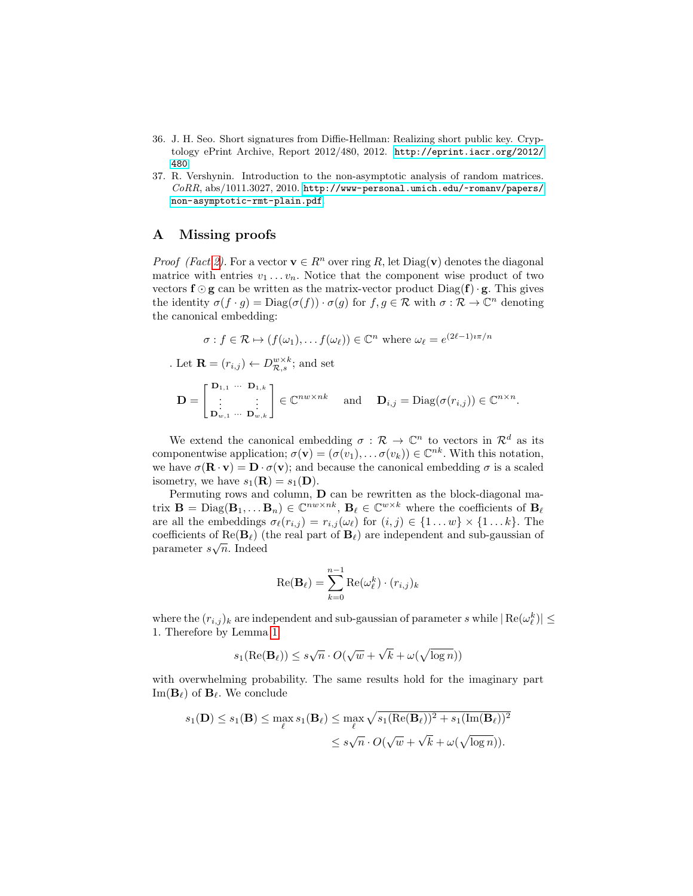36. J. H. Seo. Short signatures from Diffie-Hellman: Realizing short public key. Cryptology ePrint Archive, Report 2012/480, 2012. http://eprint.iacr.org/2012/480
37. R. Vershynin. Introduction to the non-asymptotic analysis of random matrices. *CoRR*, abs/1011.3027, 2010. http://www-personal.umich.edu/~romanv/papers/non-asymptotic-rmt-plain.pdf

## A Missing proofs

*Proof (Fact 2).* For a vector $\mathbf{v} \in R^n$ over ring $R$, let $\text{Diag}(\mathbf{v})$ denotes the diagonal matrice with entries $v_1 \dots v_n$. Notice that the component wise product of two vectors $\mathbf{f} \odot \mathbf{g}$ can be written as the matrix-vector product $\text{Diag}(\mathbf{f}) \cdot \mathbf{g}$. This gives the identity $\sigma(f \cdot g) = \text{Diag}(\sigma(f)) \cdot \sigma(g)$ for $f, g \in \mathcal{R}$ with $\sigma : \mathcal{R} \to \mathbb{C}^n$ denoting the canonical embedding:

$$\sigma : f \in \mathcal{R} \mapsto (f(\omega_1), \dots f(\omega_\ell)) \in \mathbb{C}^n \text{ where } \omega_\ell = e^{(2\ell-1)\imath\pi/n}$$

. Let $\mathbf{R} = (r_{i,j}) \leftarrow D_{\mathcal{R},s}^{w \times k}$; and set

$$\mathbf{D} = \begin{bmatrix} \mathbf{D}_{1,1} & \cdots & \mathbf{D}_{1,k} \\ \vdots & & \vdots \\ \mathbf{D}_{w,1} & \cdots & \mathbf{D}_{w,k} \end{bmatrix} \in \mathbb{C}^{nw \times nk} \quad \text{and} \quad \mathbf{D}_{i,j} = \text{Diag}(\sigma(r_{i,j})) \in \mathbb{C}^{n \times n}.$$

We extend the canonical embedding $\sigma : \mathcal{R} \to \mathbb{C}^n$ to vectors in $\mathcal{R}^d$ as its componentwise application; $\sigma(\mathbf{v}) = (\sigma(v_1), \dots \sigma(v_k)) \in \mathbb{C}^{nk}$. With this notation, we have $\sigma(\mathbf{R} \cdot \mathbf{v}) = \mathbf{D} \cdot \sigma(\mathbf{v})$; and because the canonical embedding $\sigma$ is a scaled isometry, we have $s_1(\mathbf{R}) = s_1(\mathbf{D})$.

Permuting rows and column, $\mathbf{D}$ can be rewritten as the block-diagonal matrix $\mathbf{B} = \text{Diag}(\mathbf{B}_1, \dots \mathbf{B}_n) \in \mathbb{C}^{nw \times nk}$, $\mathbf{B}_\ell \in \mathbb{C}^{w \times k}$ where the coefficients of $\mathbf{B}_\ell$ are all the embeddings $\sigma_\ell(r_{i,j}) = r_{i,j}(\omega_\ell)$ for $(i,j) \in \{1 \dots w\} \times \{1 \dots k\}$. The coefficients of $\text{Re}(\mathbf{B}_\ell)$ (the real part of $\mathbf{B}_\ell$) are independent and sub-gaussian of parameter $s\sqrt{n}$. Indeed

$$\text{Re}(\mathbf{B}_\ell) = \sum_{k=0}^{n-1} \text{Re}(\omega_\ell^k) \cdot (r_{i,j})_k$$

where the $(r_{i,j})_k$ are independent and sub-gaussian of parameter $s$ while $|\text{Re}(\omega_\ell^k)| \leq 1$. Therefore by Lemma 1

$$s_1(\text{Re}(\mathbf{B}_\ell)) \leq s\sqrt{n} \cdot O(\sqrt{w} + \sqrt{k} + \omega(\sqrt{\log n}))$$

with overwhelming probability. The same results hold for the imaginary part $\text{Im}(\mathbf{B}_\ell)$ of $\mathbf{B}_\ell$. We conclude

$$\begin{aligned} s_1(\mathbf{D}) \leq s_1(\mathbf{B}) \leq \max_\ell s_1(\mathbf{B}_\ell) &\leq \max_\ell \sqrt{s_1(\text{Re}(\mathbf{B}_\ell))^2 + s_1(\text{Im}(\mathbf{B}_\ell))^2} \\ &\leq s\sqrt{n} \cdot O(\sqrt{w} + \sqrt{k} + \omega(\sqrt{\log n})). \end{aligned}$$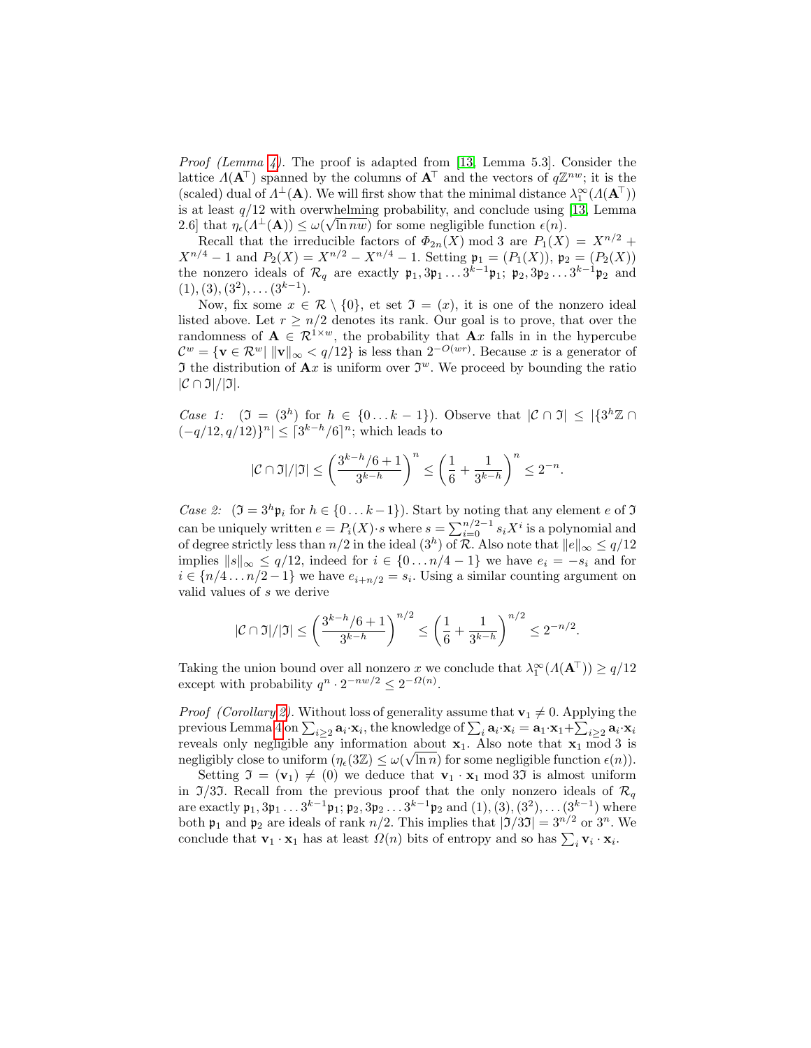*Proof (Lemma 4).* The proof is adapted from [13, Lemma 5.3]. Consider the lattice $\Lambda(\mathbf{A}^\top)$ spanned by the columns of $\mathbf{A}^\top$ and the vectors of $q\mathbb{Z}^{nw}$; it is the (scaled) dual of $\Lambda^\perp(\mathbf{A})$. We will first show that the minimal distance $\lambda_1^\infty(\Lambda(\mathbf{A}^\top))$ is at least $q/12$ with overwhelming probability, and conclude using [13, Lemma 2.6] that $\eta_\epsilon(\Lambda^\perp(\mathbf{A})) \leq \omega(\sqrt{\ln nw})$ for some negligible function $\epsilon(n)$.

Recall that the irreducible factors of $\Phi_{2n}(X) \bmod 3$ are $P_1(X) = X^{n/2} + X^{n/4} - 1$ and $P_2(X) = X^{n/2} - X^{n/4} - 1$. Setting $\mathfrak{p}_1 = (P_1(X))$, $\mathfrak{p}_2 = (P_2(X))$ the nonzero ideals of $\mathcal{R}_q$ are exactly $\mathfrak{p}_1, 3\mathfrak{p}_1 \dots 3^{k-1}\mathfrak{p}_1$; $\mathfrak{p}_2, 3\mathfrak{p}_2 \dots 3^{k-1}\mathfrak{p}_2$ and $(1), (3), (3^2), \dots (3^{k-1})$.

Now, fix some $x \in \mathcal{R} \setminus \{0\}$, et set $\mathfrak{I} = (x)$, it is one of the nonzero ideal listed above. Let $r \geq n/2$ denotes its rank. Our goal is to prove, that over the randomness of $\mathbf{A} \in \mathcal{R}^{1\times w}$, the probability that $\mathbf{A}x$ falls in in the hypercube $\mathcal{C}^w = \{\mathbf{v} \in \mathcal{R}^w \mid \|\mathbf{v}\|_\infty < q/12\}$ is less than $2^{-O(wr)}$. Because $x$ is a generator of $\mathfrak{I}$ the distribution of $\mathbf{A}x$ is uniform over $\mathfrak{I}^w$. We proceed by bounding the ratio $|\mathcal{C} \cap \mathfrak{I}|/|\mathfrak{I}|$.

*Case 1:* ($\mathfrak{I} = (3^h)$ for $h \in \{0 \dots k-1\}$). Observe that $|\mathcal{C} \cap \mathfrak{I}| \leq |\{3^h\mathbb{Z} \cap (-q/12, q/12)\}^n| \leq \lceil 3^{k-h}/6 \rceil^n$; which leads to

$$|\mathcal{C} \cap \mathfrak{I}|/|\mathfrak{I}| \leq \left(\frac{3^{k-h}/6 + 1}{3^{k-h}}\right)^n \leq \left(\frac{1}{6} + \frac{1}{3^{k-h}}\right)^n \leq 2^{-n}.$$

*Case 2:* ($\mathfrak{I} = 3^h\mathfrak{p}_i$ for $h \in \{0 \dots k-1\}$). Start by noting that any element $e$ of $\mathfrak{I}$ can be uniquely written $e = P_i(X) \cdot s$ where $s = \sum_{i=0}^{n/2-1} s_i X^i$ is a polynomial and of degree strictly less than $n/2$ in the ideal $(3^h)$ of $\mathcal{R}$. Also note that $\|e\|_\infty \leq q/12$ implies $\|s\|_\infty \leq q/12$, indeed for $i \in \{0 \dots n/4-1\}$ we have $e_i = -s_i$ and for $i \in \{n/4 \dots n/2-1\}$ we have $e_{i+n/2} = s_i$. Using a similar counting argument on valid values of $s$ we derive

$$|\mathcal{C} \cap \mathfrak{I}|/|\mathfrak{I}| \leq \left(\frac{3^{k-h}/6 + 1}{3^{k-h}}\right)^{n/2} \leq \left(\frac{1}{6} + \frac{1}{3^{k-h}}\right)^{n/2} \leq 2^{-n/2}.$$

Taking the union bound over all nonzero $x$ we conclude that $\lambda_1^\infty(\Lambda(\mathbf{A}^\top)) \geq q/12$ except with probability $q^n \cdot 2^{-nw/2} \leq 2^{-\Omega(n)}$.

*Proof (Corollary 2).* Without loss of generality assume that $\mathbf{v}_1 \neq 0$. Applying the previous Lemma 4 on $\sum_{i\geq 2} \mathbf{a}_i \cdot \mathbf{x}_i$, the knowledge of $\sum_i \mathbf{a}_i \cdot \mathbf{x}_i = \mathbf{a}_1 \cdot \mathbf{x}_1 + \sum_{i \geq 2} \mathbf{a}_i \cdot \mathbf{x}_i$ reveals only negligible any information about $\mathbf{x}_1$. Also note that $\mathbf{x}_1 \bmod 3$ is negligibly close to uniform ($\eta_\epsilon(3\mathbb{Z}) \leq \omega(\sqrt{\ln n})$ for some negligible function $\epsilon(n)$).

Setting $\mathfrak{I} = (\mathbf{v}_1) \neq (0)$ we deduce that $\mathbf{v}_1 \cdot \mathbf{x}_1 \bmod 3\mathfrak{I}$ is almost uniform in $\mathfrak{I}/3\mathfrak{I}$. Recall from the previous proof that the only nonzero ideals of $\mathcal{R}_q$ are exactly $\mathfrak{p}_1, 3\mathfrak{p}_1 \dots 3^{k-1}\mathfrak{p}_1$; $\mathfrak{p}_2, 3\mathfrak{p}_2 \dots 3^{k-1}\mathfrak{p}_2$ and $(1), (3), (3^2), \dots (3^{k-1})$ where both $\mathfrak{p}_1$ and $\mathfrak{p}_2$ are ideals of rank $n/2$. This implies that $|\mathfrak{I}/3\mathfrak{I}| = 3^{n/2}$ or $3^n$. We conclude that $\mathbf{v}_1 \cdot \mathbf{x}_1$ has at least $\Omega(n)$ bits of entropy and so has $\sum_i \mathbf{v}_i \cdot \mathbf{x}_i$.